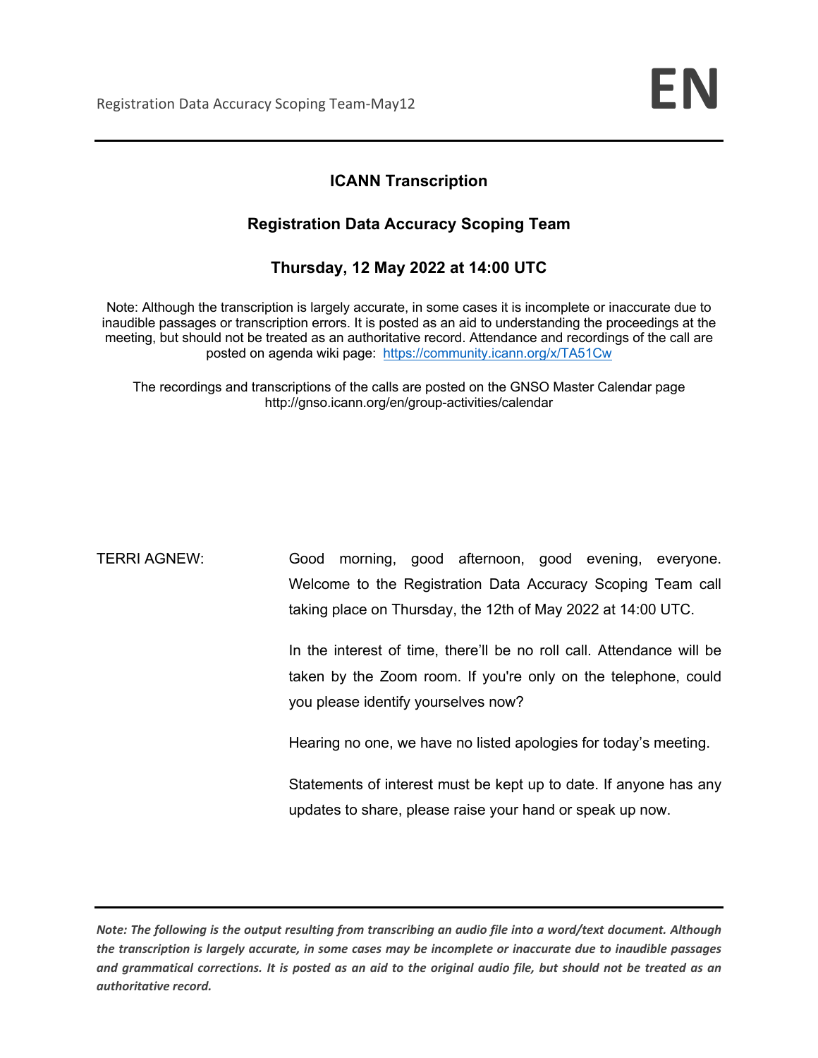# ICANN Transcription

## Registration Data Accuracy Scoping Team

### Thursday, 12 May 2022 at 14:00 UTC

Note: Although the transcription is largely accurate, in some cases it is incomplete or inaccurate due to inaudible passages or transcription errors. It is posted as an aid to understanding the proceedings at the meeting, but should not be treated as an authoritative record. Attendance and recordings of the call are posted on agenda wiki page: https://community.icann.org/x/TA51Cw

The recordings and transcriptions of the calls are posted on the GNSO Master Calendar page http://gnso.icann.org/en/group-activities/calendar

TERRI AGNEW: Good morning, good afternoon, good evening, everyone. Welcome to the Registration Data Accuracy Scoping Team call taking place on Thursday, the 12th of May 2022 at 14:00 UTC.

In the interest of time, there'll be no roll call. Attendance will be taken by the Zoom room. If you're only on the telephone, could you please identify yourselves now?

Hearing no one, we have no listed apologies for today's meeting.

Statements of interest must be kept up to date. If anyone has any updates to share, please raise your hand or speak up now.

*Note: The following is the output resulting from transcribing an audio file into a word/text document. Although the transcription is largely accurate, in some cases may be incomplete or inaccurate due to inaudible passages and grammatical corrections. It is posted as an aid to the original audio file, but should not be treated as an authoritative record.*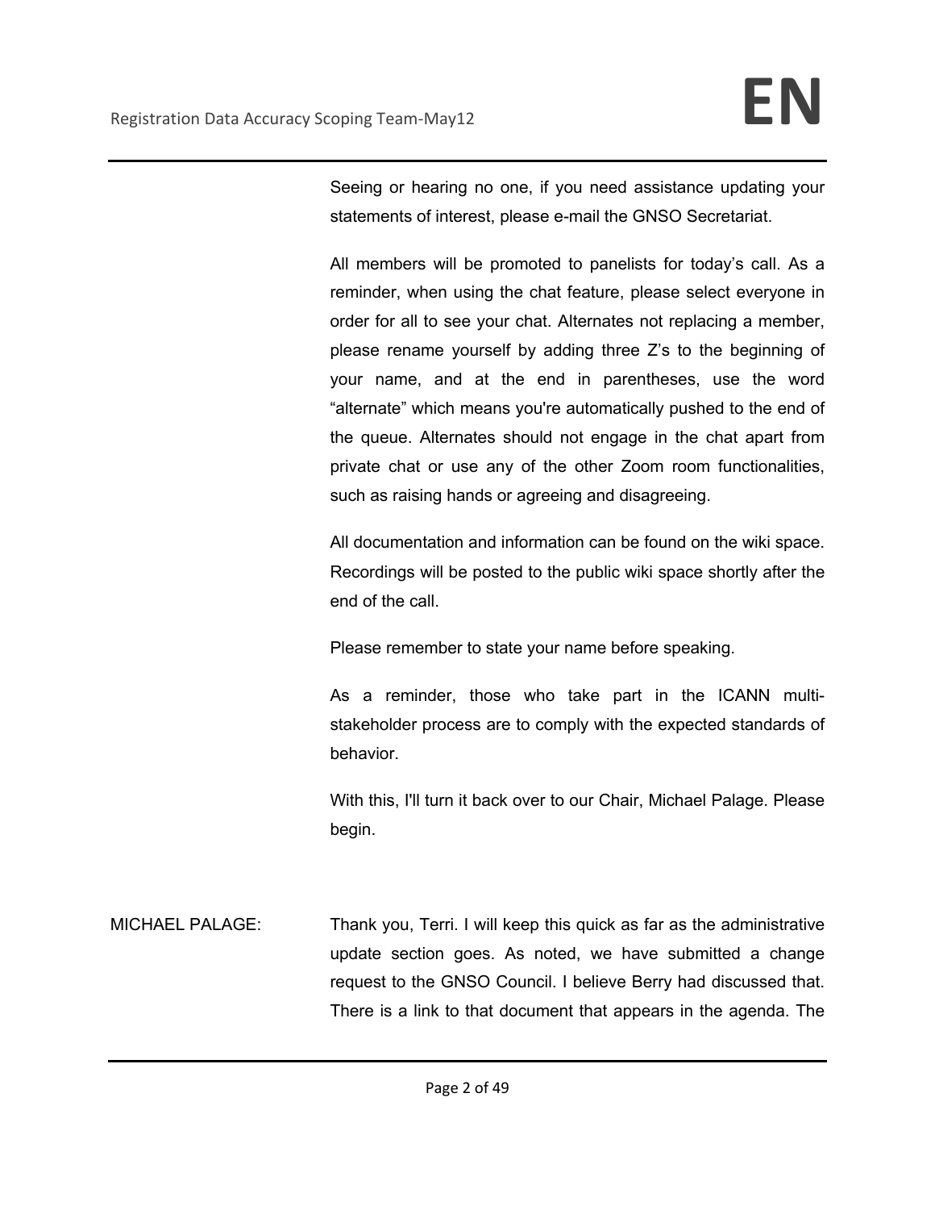Seeing or hearing no one, if you need assistance updating your statements of interest, please e-mail the GNSO Secretariat.

All members will be promoted to panelists for today's call. As a reminder, when using the chat feature, please select everyone in order for all to see your chat. Alternates not replacing a member, please rename yourself by adding three Z's to the beginning of your name, and at the end in parentheses, use the word "alternate" which means you're automatically pushed to the end of the queue. Alternates should not engage in the chat apart from private chat or use any of the other Zoom room functionalities, such as raising hands or agreeing and disagreeing.

All documentation and information can be found on the wiki space. Recordings will be posted to the public wiki space shortly after the end of the call.

Please remember to state your name before speaking.

As a reminder, those who take part in the ICANN multi-stakeholder process are to comply with the expected standards of behavior.

With this, I'll turn it back over to our Chair, Michael Palage. Please begin.

MICHAEL PALAGE: Thank you, Terri. I will keep this quick as far as the administrative update section goes. As noted, we have submitted a change request to the GNSO Council. I believe Berry had discussed that. There is a link to that document that appears in the agenda. The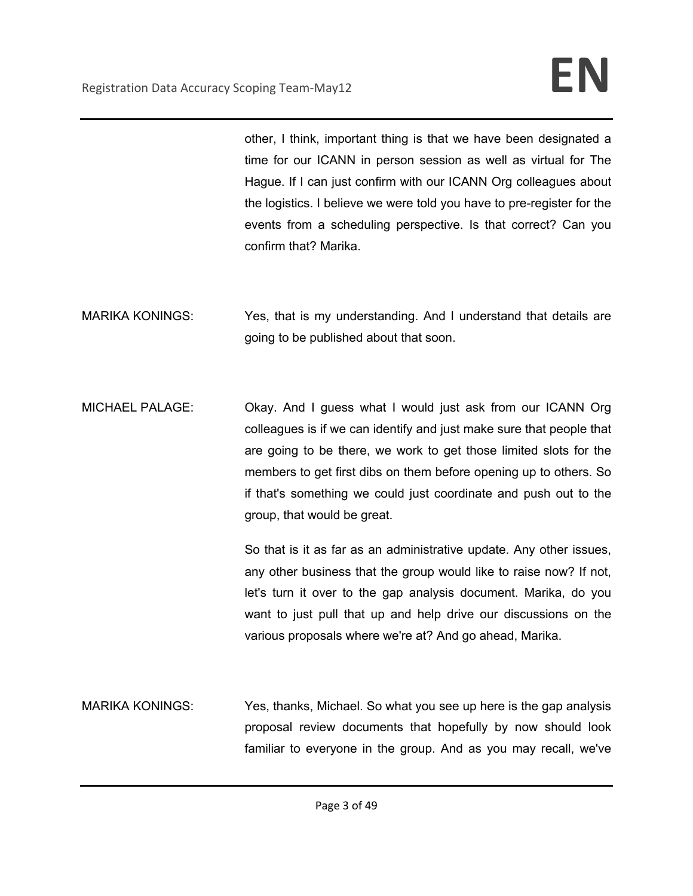other, I think, important thing is that we have been designated a time for our ICANN in person session as well as virtual for The Hague. If I can just confirm with our ICANN Org colleagues about the logistics. I believe we were told you have to pre-register for the events from a scheduling perspective. Is that correct? Can you confirm that? Marika.

MARIKA KONINGS: Yes, that is my understanding. And I understand that details are going to be published about that soon.

MICHAEL PALAGE: Okay. And I guess what I would just ask from our ICANN Org colleagues is if we can identify and just make sure that people that are going to be there, we work to get those limited slots for the members to get first dibs on them before opening up to others. So if that's something we could just coordinate and push out to the group, that would be great.

So that is it as far as an administrative update. Any other issues, any other business that the group would like to raise now? If not, let's turn it over to the gap analysis document. Marika, do you want to just pull that up and help drive our discussions on the various proposals where we're at? And go ahead, Marika.

MARIKA KONINGS: Yes, thanks, Michael. So what you see up here is the gap analysis proposal review documents that hopefully by now should look familiar to everyone in the group. And as you may recall, we've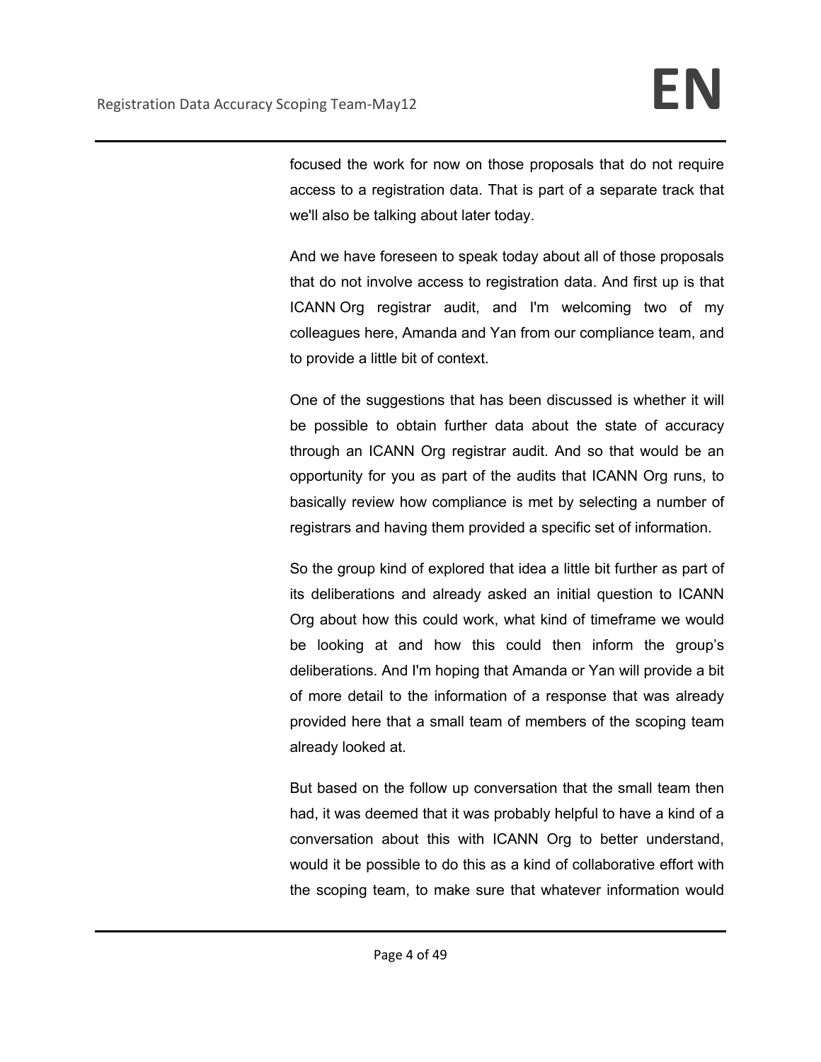focused the work for now on those proposals that do not require access to a registration data. That is part of a separate track that we'll also be talking about later today.

And we have foreseen to speak today about all of those proposals that do not involve access to registration data. And first up is that ICANN Org registrar audit, and I'm welcoming two of my colleagues here, Amanda and Yan from our compliance team, and to provide a little bit of context.

One of the suggestions that has been discussed is whether it will be possible to obtain further data about the state of accuracy through an ICANN Org registrar audit. And so that would be an opportunity for you as part of the audits that ICANN Org runs, to basically review how compliance is met by selecting a number of registrars and having them provided a specific set of information.

So the group kind of explored that idea a little bit further as part of its deliberations and already asked an initial question to ICANN Org about how this could work, what kind of timeframe we would be looking at and how this could then inform the group's deliberations. And I'm hoping that Amanda or Yan will provide a bit of more detail to the information of a response that was already provided here that a small team of members of the scoping team already looked at.

But based on the follow up conversation that the small team then had, it was deemed that it was probably helpful to have a kind of a conversation about this with ICANN Org to better understand, would it be possible to do this as a kind of collaborative effort with the scoping team, to make sure that whatever information would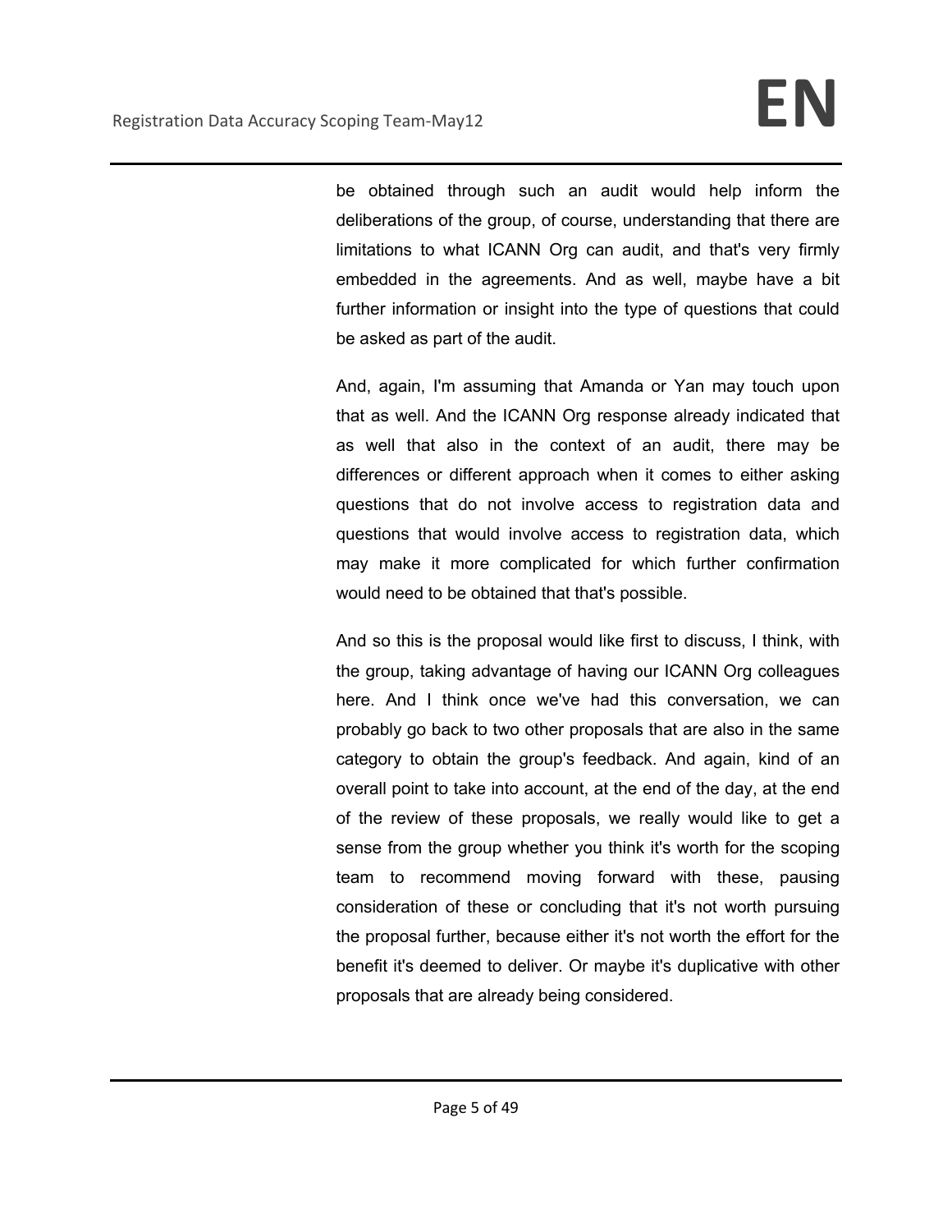be obtained through such an audit would help inform the deliberations of the group, of course, understanding that there are limitations to what ICANN Org can audit, and that's very firmly embedded in the agreements. And as well, maybe have a bit further information or insight into the type of questions that could be asked as part of the audit.

And, again, I'm assuming that Amanda or Yan may touch upon that as well. And the ICANN Org response already indicated that as well that also in the context of an audit, there may be differences or different approach when it comes to either asking questions that do not involve access to registration data and questions that would involve access to registration data, which may make it more complicated for which further confirmation would need to be obtained that that's possible.

And so this is the proposal would like first to discuss, I think, with the group, taking advantage of having our ICANN Org colleagues here. And I think once we've had this conversation, we can probably go back to two other proposals that are also in the same category to obtain the group's feedback. And again, kind of an overall point to take into account, at the end of the day, at the end of the review of these proposals, we really would like to get a sense from the group whether you think it's worth for the scoping team to recommend moving forward with these, pausing consideration of these or concluding that it's not worth pursuing the proposal further, because either it's not worth the effort for the benefit it's deemed to deliver. Or maybe it's duplicative with other proposals that are already being considered.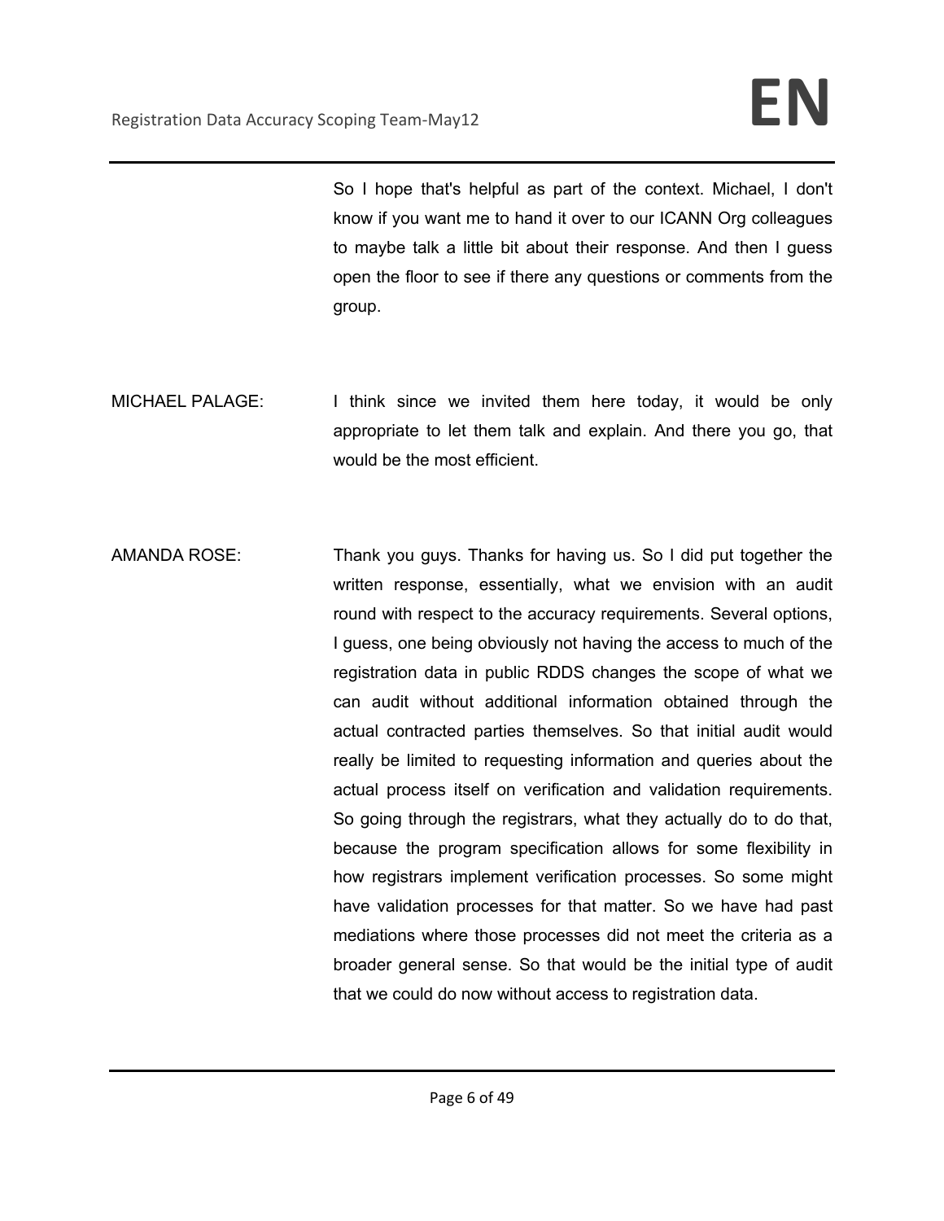So I hope that's helpful as part of the context. Michael, I don't know if you want me to hand it over to our ICANN Org colleagues to maybe talk a little bit about their response. And then I guess open the floor to see if there any questions or comments from the group.

MICHAEL PALAGE: I think since we invited them here today, it would be only appropriate to let them talk and explain. And there you go, that would be the most efficient.

AMANDA ROSE: Thank you guys. Thanks for having us. So I did put together the written response, essentially, what we envision with an audit round with respect to the accuracy requirements. Several options, I guess, one being obviously not having the access to much of the registration data in public RDDS changes the scope of what we can audit without additional information obtained through the actual contracted parties themselves. So that initial audit would really be limited to requesting information and queries about the actual process itself on verification and validation requirements. So going through the registrars, what they actually do to do that, because the program specification allows for some flexibility in how registrars implement verification processes. So some might have validation processes for that matter. So we have had past mediations where those processes did not meet the criteria as a broader general sense. So that would be the initial type of audit that we could do now without access to registration data.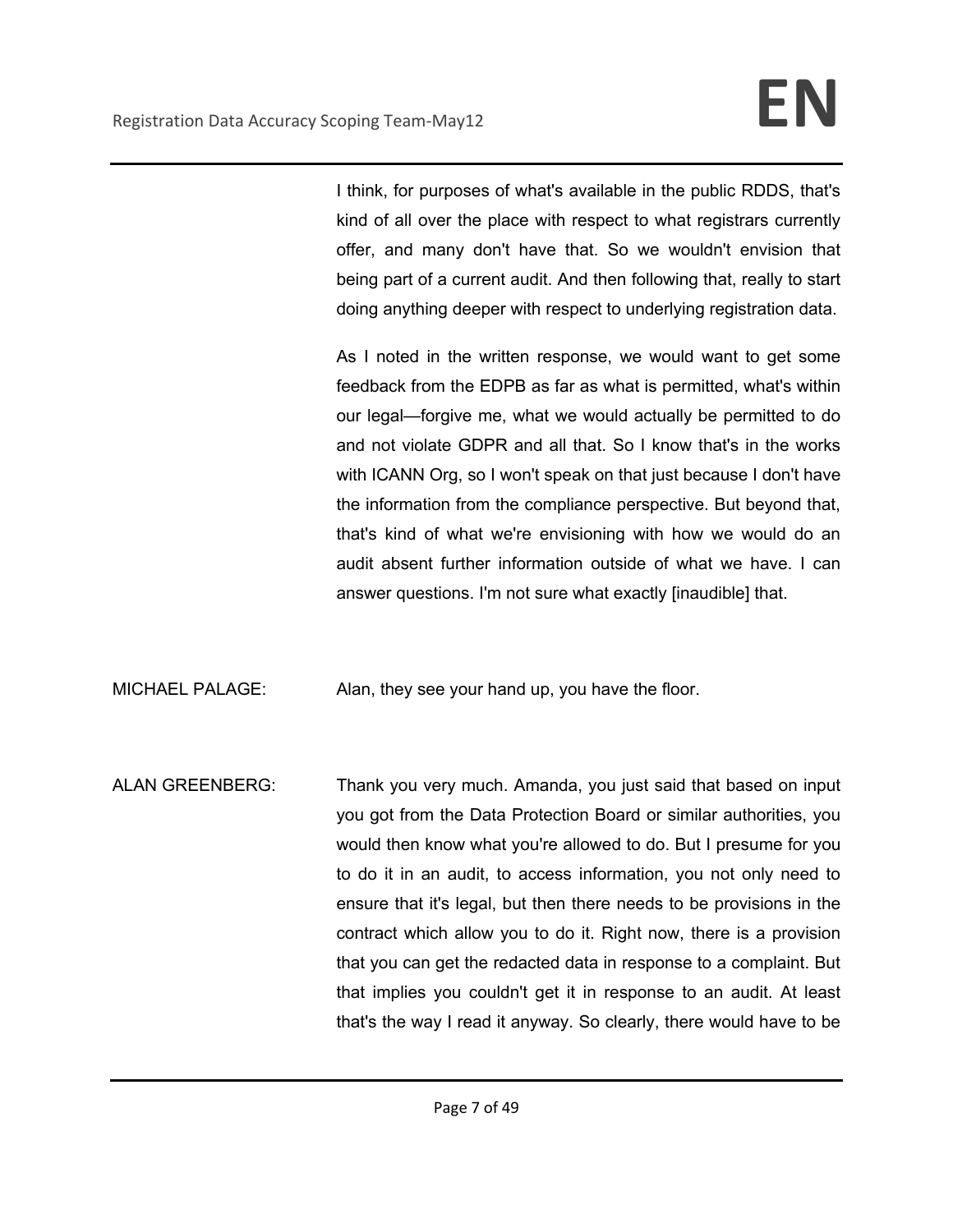I think, for purposes of what's available in the public RDDS, that's kind of all over the place with respect to what registrars currently offer, and many don't have that. So we wouldn't envision that being part of a current audit. And then following that, really to start doing anything deeper with respect to underlying registration data.

As I noted in the written response, we would want to get some feedback from the EDPB as far as what is permitted, what's within our legal—forgive me, what we would actually be permitted to do and not violate GDPR and all that. So I know that's in the works with ICANN Org, so I won't speak on that just because I don't have the information from the compliance perspective. But beyond that, that's kind of what we're envisioning with how we would do an audit absent further information outside of what we have. I can answer questions. I'm not sure what exactly [inaudible] that.

MICHAEL PALAGE: Alan, they see your hand up, you have the floor.

ALAN GREENBERG: Thank you very much. Amanda, you just said that based on input you got from the Data Protection Board or similar authorities, you would then know what you're allowed to do. But I presume for you to do it in an audit, to access information, you not only need to ensure that it's legal, but then there needs to be provisions in the contract which allow you to do it. Right now, there is a provision that you can get the redacted data in response to a complaint. But that implies you couldn't get it in response to an audit. At least that's the way I read it anyway. So clearly, there would have to be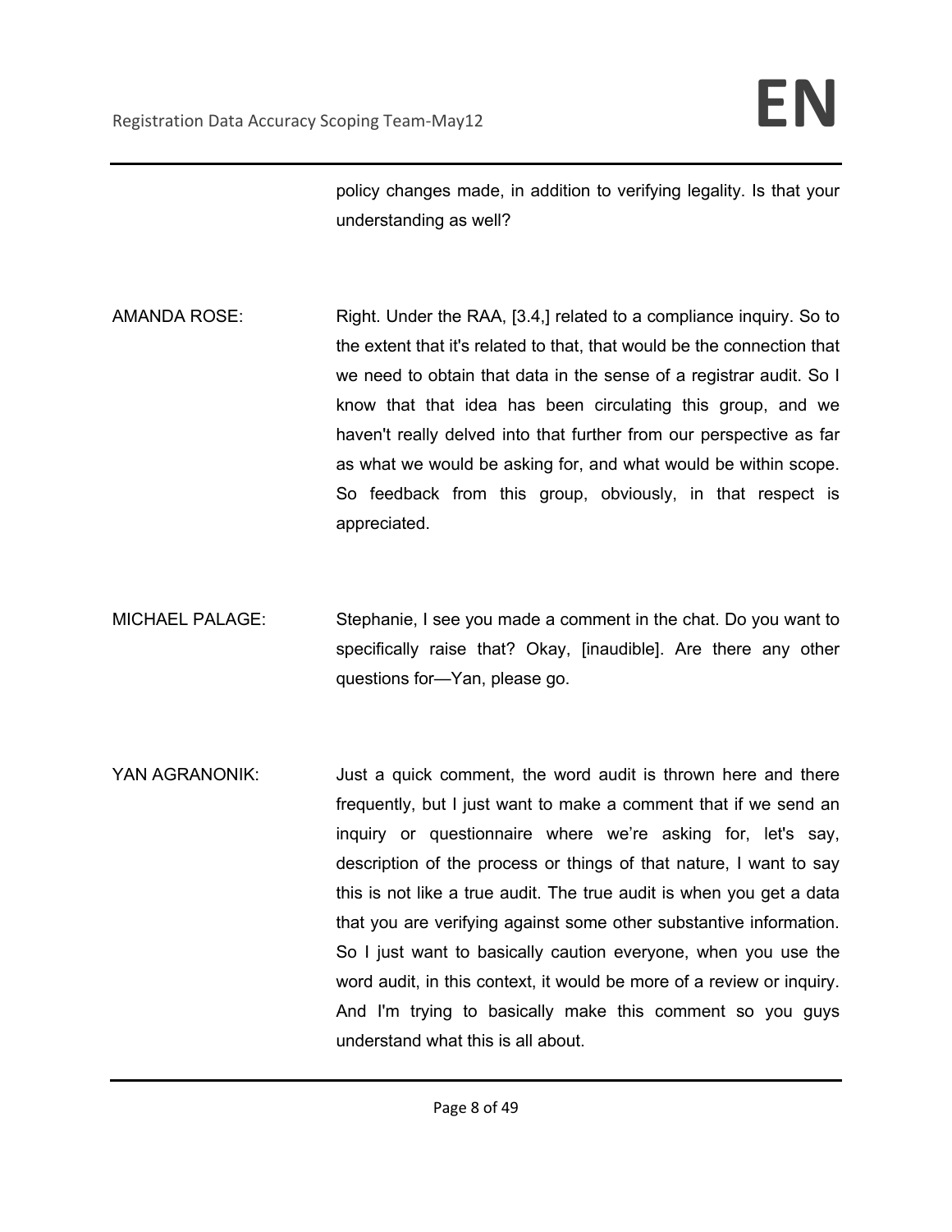policy changes made, in addition to verifying legality. Is that your understanding as well?

AMANDA ROSE: Right. Under the RAA, [3.4,] related to a compliance inquiry. So to the extent that it's related to that, that would be the connection that we need to obtain that data in the sense of a registrar audit. So I know that that idea has been circulating this group, and we haven't really delved into that further from our perspective as far as what we would be asking for, and what would be within scope. So feedback from this group, obviously, in that respect is appreciated.

MICHAEL PALAGE: Stephanie, I see you made a comment in the chat. Do you want to specifically raise that? Okay, [inaudible]. Are there any other questions for—Yan, please go.

YAN AGRANONIK: Just a quick comment, the word audit is thrown here and there frequently, but I just want to make a comment that if we send an inquiry or questionnaire where we're asking for, let's say, description of the process or things of that nature, I want to say this is not like a true audit. The true audit is when you get a data that you are verifying against some other substantive information. So I just want to basically caution everyone, when you use the word audit, in this context, it would be more of a review or inquiry. And I'm trying to basically make this comment so you guys understand what this is all about.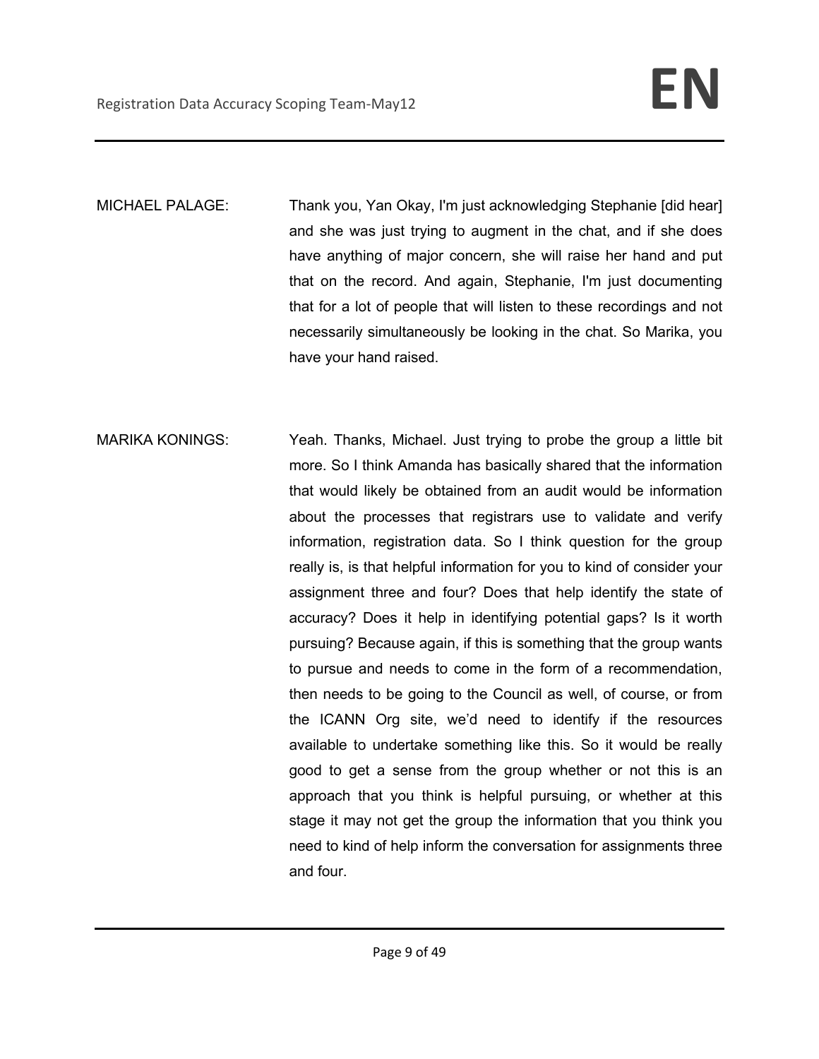MICHAEL PALAGE: Thank you, Yan Okay, I'm just acknowledging Stephanie [did hear] and she was just trying to augment in the chat, and if she does have anything of major concern, she will raise her hand and put that on the record. And again, Stephanie, I'm just documenting that for a lot of people that will listen to these recordings and not necessarily simultaneously be looking in the chat. So Marika, you have your hand raised.

MARIKA KONINGS: Yeah. Thanks, Michael. Just trying to probe the group a little bit more. So I think Amanda has basically shared that the information that would likely be obtained from an audit would be information about the processes that registrars use to validate and verify information, registration data. So I think question for the group really is, is that helpful information for you to kind of consider your assignment three and four? Does that help identify the state of accuracy? Does it help in identifying potential gaps? Is it worth pursuing? Because again, if this is something that the group wants to pursue and needs to come in the form of a recommendation, then needs to be going to the Council as well, of course, or from the ICANN Org site, we'd need to identify if the resources available to undertake something like this. So it would be really good to get a sense from the group whether or not this is an approach that you think is helpful pursuing, or whether at this stage it may not get the group the information that you think you need to kind of help inform the conversation for assignments three and four.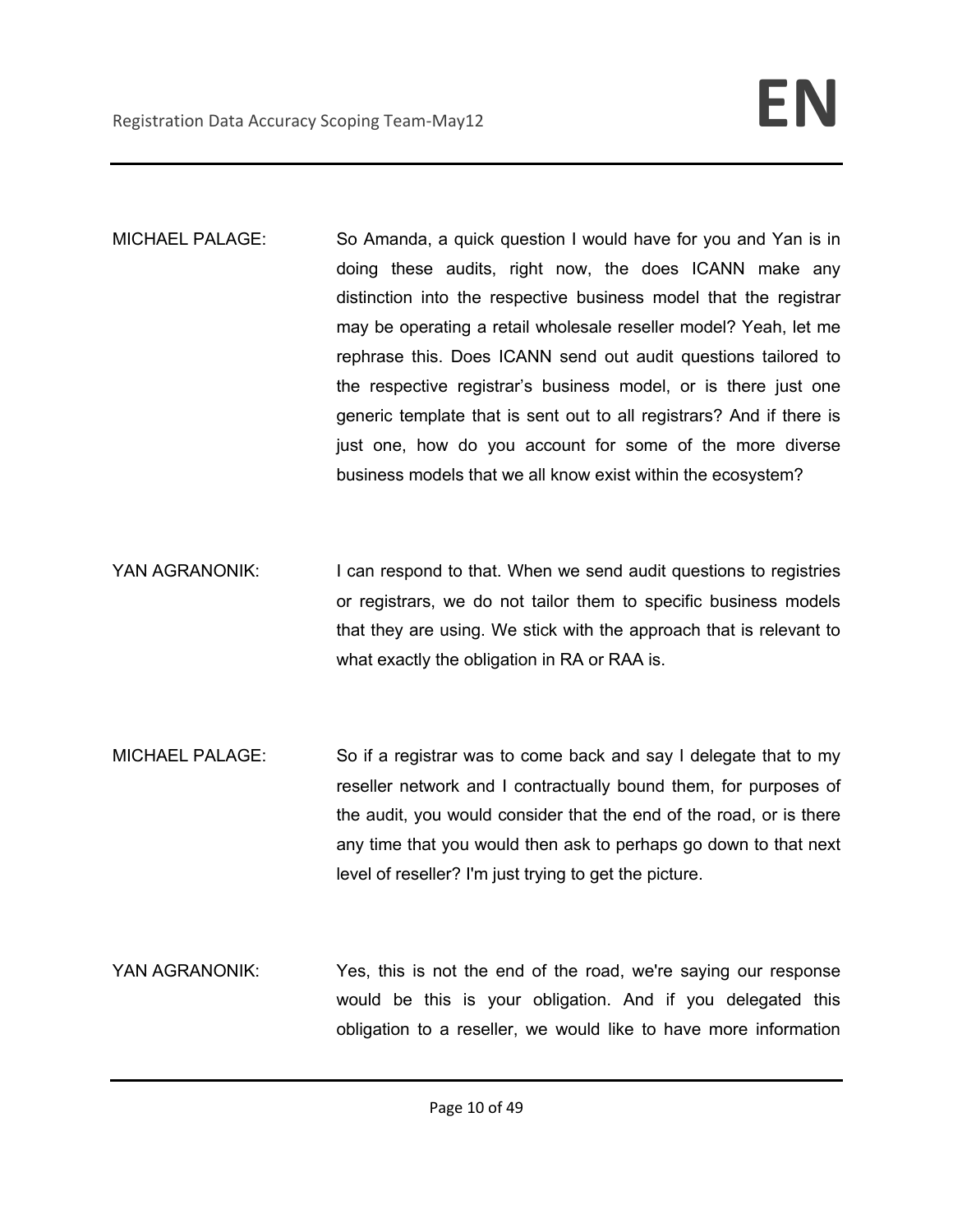MICHAEL PALAGE: So Amanda, a quick question I would have for you and Yan is in doing these audits, right now, the does ICANN make any distinction into the respective business model that the registrar may be operating a retail wholesale reseller model? Yeah, let me rephrase this. Does ICANN send out audit questions tailored to the respective registrar's business model, or is there just one generic template that is sent out to all registrars? And if there is just one, how do you account for some of the more diverse business models that we all know exist within the ecosystem?

YAN AGRANONIK: I can respond to that. When we send audit questions to registries or registrars, we do not tailor them to specific business models that they are using. We stick with the approach that is relevant to what exactly the obligation in RA or RAA is.

MICHAEL PALAGE: So if a registrar was to come back and say I delegate that to my reseller network and I contractually bound them, for purposes of the audit, you would consider that the end of the road, or is there any time that you would then ask to perhaps go down to that next level of reseller? I'm just trying to get the picture.

YAN AGRANONIK: Yes, this is not the end of the road, we're saying our response would be this is your obligation. And if you delegated this obligation to a reseller, we would like to have more information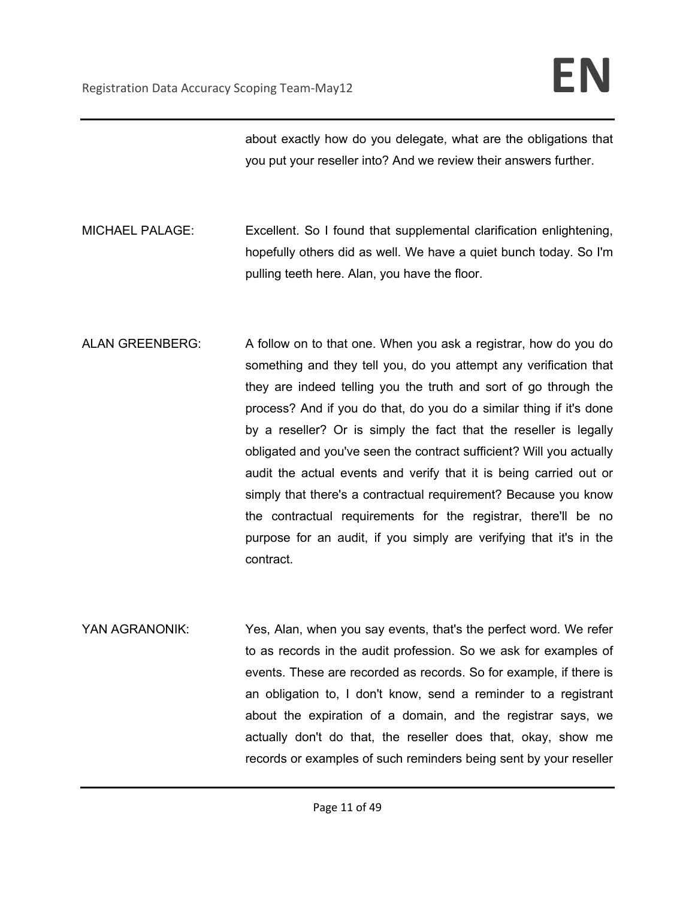about exactly how do you delegate, what are the obligations that you put your reseller into? And we review their answers further.

MICHAEL PALAGE: Excellent. So I found that supplemental clarification enlightening, hopefully others did as well. We have a quiet bunch today. So I'm pulling teeth here. Alan, you have the floor.

ALAN GREENBERG: A follow on to that one. When you ask a registrar, how do you do something and they tell you, do you attempt any verification that they are indeed telling you the truth and sort of go through the process? And if you do that, do you do a similar thing if it's done by a reseller? Or is simply the fact that the reseller is legally obligated and you've seen the contract sufficient? Will you actually audit the actual events and verify that it is being carried out or simply that there's a contractual requirement? Because you know the contractual requirements for the registrar, there'll be no purpose for an audit, if you simply are verifying that it's in the contract.

YAN AGRANONIK: Yes, Alan, when you say events, that's the perfect word. We refer to as records in the audit profession. So we ask for examples of events. These are recorded as records. So for example, if there is an obligation to, I don't know, send a reminder to a registrant about the expiration of a domain, and the registrar says, we actually don't do that, the reseller does that, okay, show me records or examples of such reminders being sent by your reseller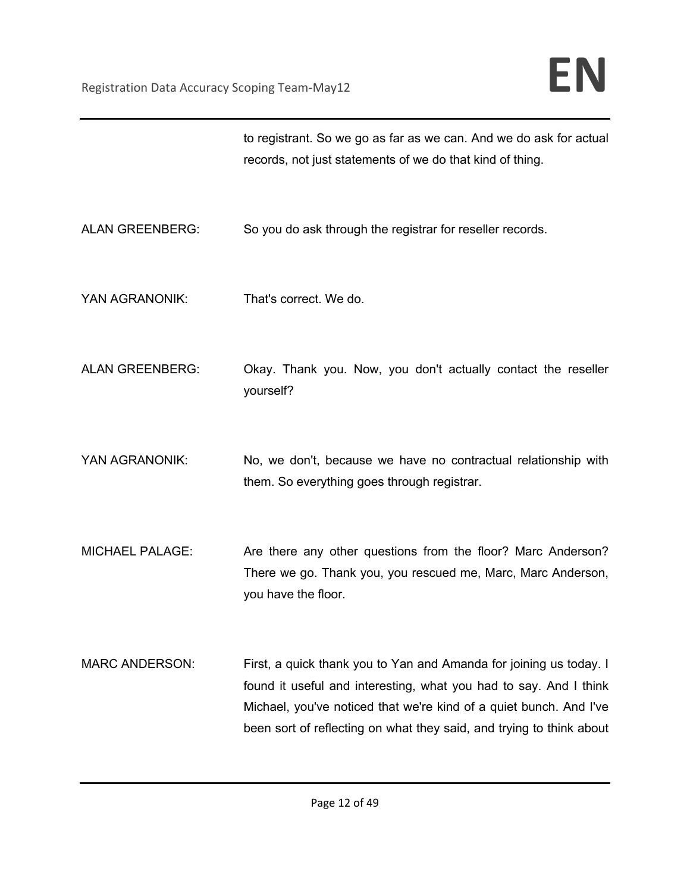to registrant. So we go as far as we can. And we do ask for actual records, not just statements of we do that kind of thing.

ALAN GREENBERG: So you do ask through the registrar for reseller records.

YAN AGRANONIK: That's correct. We do.

ALAN GREENBERG: Okay. Thank you. Now, you don't actually contact the reseller yourself?

YAN AGRANONIK: No, we don't, because we have no contractual relationship with them. So everything goes through registrar.

MICHAEL PALAGE: Are there any other questions from the floor? Marc Anderson? There we go. Thank you, you rescued me, Marc, Marc Anderson, you have the floor.

MARC ANDERSON: First, a quick thank you to Yan and Amanda for joining us today. I found it useful and interesting, what you had to say. And I think Michael, you've noticed that we're kind of a quiet bunch. And I've been sort of reflecting on what they said, and trying to think about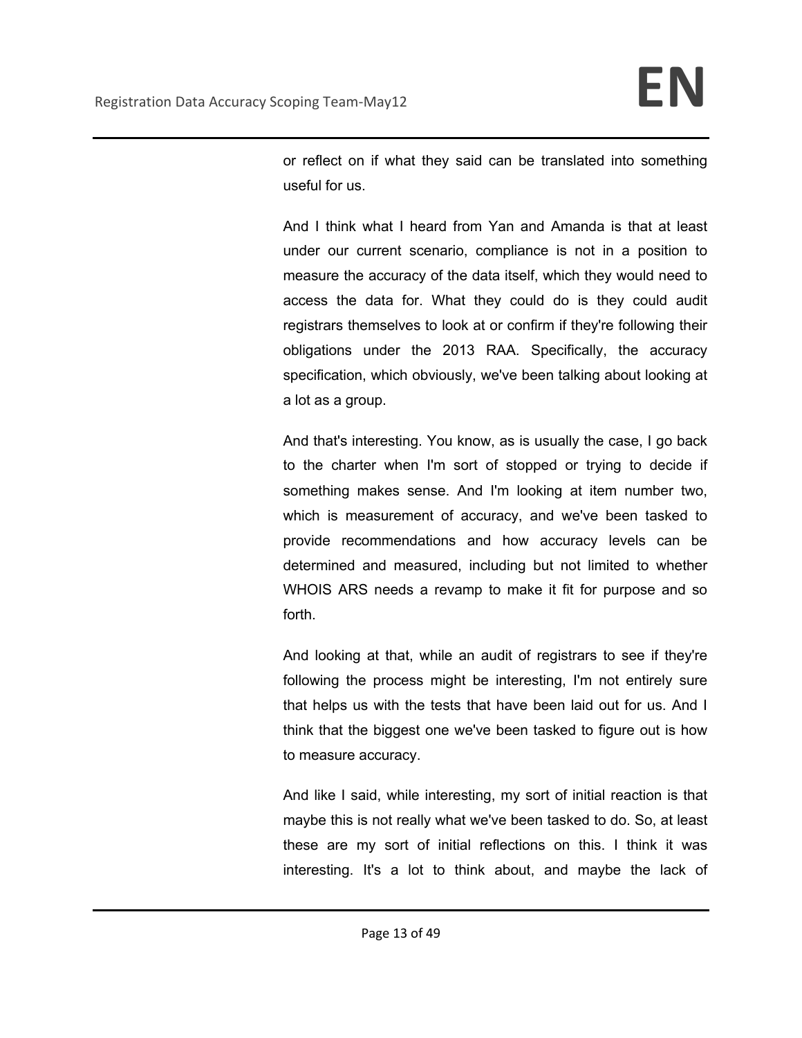or reflect on if what they said can be translated into something useful for us.

And I think what I heard from Yan and Amanda is that at least under our current scenario, compliance is not in a position to measure the accuracy of the data itself, which they would need to access the data for. What they could do is they could audit registrars themselves to look at or confirm if they're following their obligations under the 2013 RAA. Specifically, the accuracy specification, which obviously, we've been talking about looking at a lot as a group.

And that's interesting. You know, as is usually the case, I go back to the charter when I'm sort of stopped or trying to decide if something makes sense. And I'm looking at item number two, which is measurement of accuracy, and we've been tasked to provide recommendations and how accuracy levels can be determined and measured, including but not limited to whether WHOIS ARS needs a revamp to make it fit for purpose and so forth.

And looking at that, while an audit of registrars to see if they're following the process might be interesting, I'm not entirely sure that helps us with the tests that have been laid out for us. And I think that the biggest one we've been tasked to figure out is how to measure accuracy.

And like I said, while interesting, my sort of initial reaction is that maybe this is not really what we've been tasked to do. So, at least these are my sort of initial reflections on this. I think it was interesting. It's a lot to think about, and maybe the lack of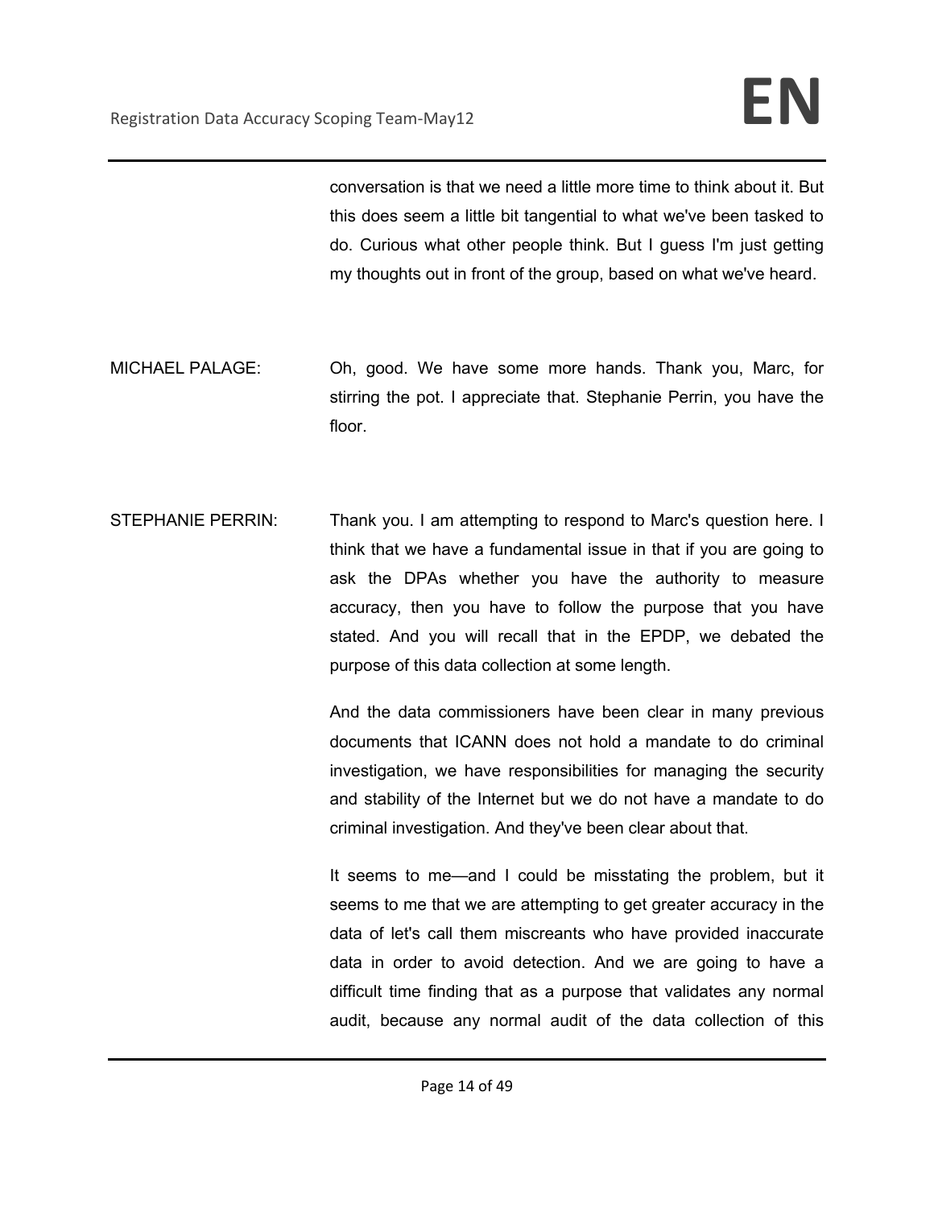conversation is that we need a little more time to think about it. But this does seem a little bit tangential to what we've been tasked to do. Curious what other people think. But I guess I'm just getting my thoughts out in front of the group, based on what we've heard.

MICHAEL PALAGE: Oh, good. We have some more hands. Thank you, Marc, for stirring the pot. I appreciate that. Stephanie Perrin, you have the floor.

STEPHANIE PERRIN: Thank you. I am attempting to respond to Marc's question here. I think that we have a fundamental issue in that if you are going to ask the DPAs whether you have the authority to measure accuracy, then you have to follow the purpose that you have stated. And you will recall that in the EPDP, we debated the purpose of this data collection at some length.

And the data commissioners have been clear in many previous documents that ICANN does not hold a mandate to do criminal investigation, we have responsibilities for managing the security and stability of the Internet but we do not have a mandate to do criminal investigation. And they've been clear about that.

It seems to me—and I could be misstating the problem, but it seems to me that we are attempting to get greater accuracy in the data of let's call them miscreants who have provided inaccurate data in order to avoid detection. And we are going to have a difficult time finding that as a purpose that validates any normal audit, because any normal audit of the data collection of this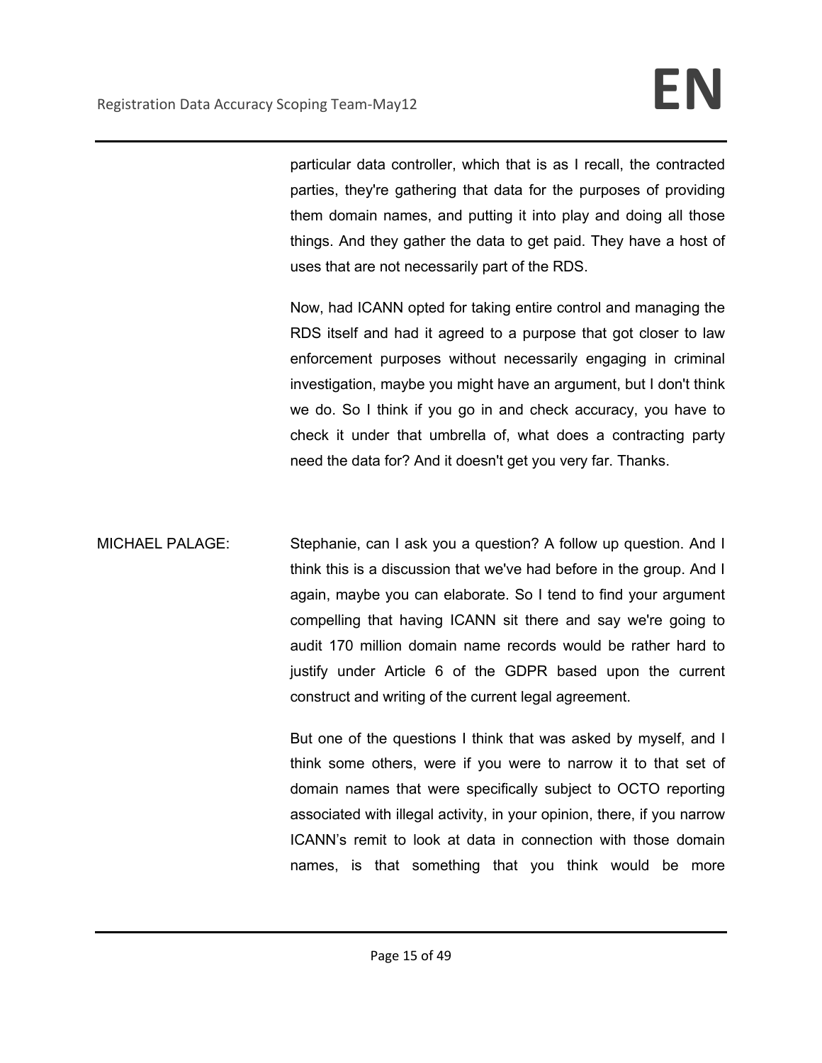particular data controller, which that is as I recall, the contracted parties, they're gathering that data for the purposes of providing them domain names, and putting it into play and doing all those things. And they gather the data to get paid. They have a host of uses that are not necessarily part of the RDS.

Now, had ICANN opted for taking entire control and managing the RDS itself and had it agreed to a purpose that got closer to law enforcement purposes without necessarily engaging in criminal investigation, maybe you might have an argument, but I don't think we do. So I think if you go in and check accuracy, you have to check it under that umbrella of, what does a contracting party need the data for? And it doesn't get you very far. Thanks.

MICHAEL PALAGE: Stephanie, can I ask you a question? A follow up question. And I think this is a discussion that we've had before in the group. And I again, maybe you can elaborate. So I tend to find your argument compelling that having ICANN sit there and say we're going to audit 170 million domain name records would be rather hard to justify under Article 6 of the GDPR based upon the current construct and writing of the current legal agreement.

But one of the questions I think that was asked by myself, and I think some others, were if you were to narrow it to that set of domain names that were specifically subject to OCTO reporting associated with illegal activity, in your opinion, there, if you narrow ICANN's remit to look at data in connection with those domain names, is that something that you think would be more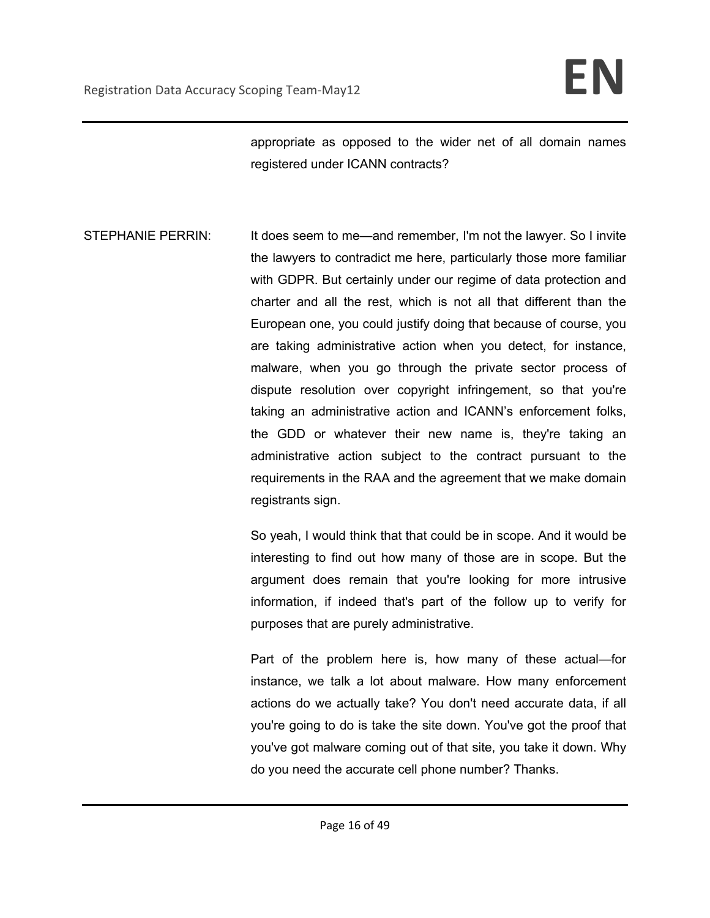appropriate as opposed to the wider net of all domain names registered under ICANN contracts?

STEPHANIE PERRIN: It does seem to me—and remember, I'm not the lawyer. So I invite the lawyers to contradict me here, particularly those more familiar with GDPR. But certainly under our regime of data protection and charter and all the rest, which is not all that different than the European one, you could justify doing that because of course, you are taking administrative action when you detect, for instance, malware, when you go through the private sector process of dispute resolution over copyright infringement, so that you're taking an administrative action and ICANN's enforcement folks, the GDD or whatever their new name is, they're taking an administrative action subject to the contract pursuant to the requirements in the RAA and the agreement that we make domain registrants sign.

So yeah, I would think that that could be in scope. And it would be interesting to find out how many of those are in scope. But the argument does remain that you're looking for more intrusive information, if indeed that's part of the follow up to verify for purposes that are purely administrative.

Part of the problem here is, how many of these actual—for instance, we talk a lot about malware. How many enforcement actions do we actually take? You don't need accurate data, if all you're going to do is take the site down. You've got the proof that you've got malware coming out of that site, you take it down. Why do you need the accurate cell phone number? Thanks.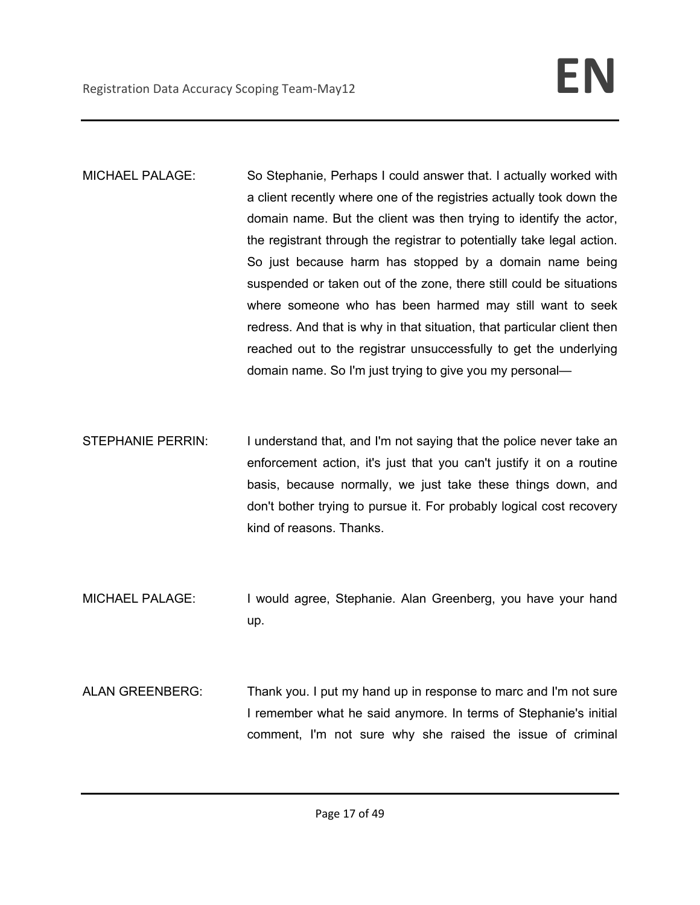MICHAEL PALAGE: So Stephanie, Perhaps I could answer that. I actually worked with a client recently where one of the registries actually took down the domain name. But the client was then trying to identify the actor, the registrant through the registrar to potentially take legal action. So just because harm has stopped by a domain name being suspended or taken out of the zone, there still could be situations where someone who has been harmed may still want to seek redress. And that is why in that situation, that particular client then reached out to the registrar unsuccessfully to get the underlying domain name. So I'm just trying to give you my personal—

STEPHANIE PERRIN: I understand that, and I'm not saying that the police never take an enforcement action, it's just that you can't justify it on a routine basis, because normally, we just take these things down, and don't bother trying to pursue it. For probably logical cost recovery kind of reasons. Thanks.

MICHAEL PALAGE: I would agree, Stephanie. Alan Greenberg, you have your hand up.

ALAN GREENBERG: Thank you. I put my hand up in response to marc and I'm not sure I remember what he said anymore. In terms of Stephanie's initial comment, I'm not sure why she raised the issue of criminal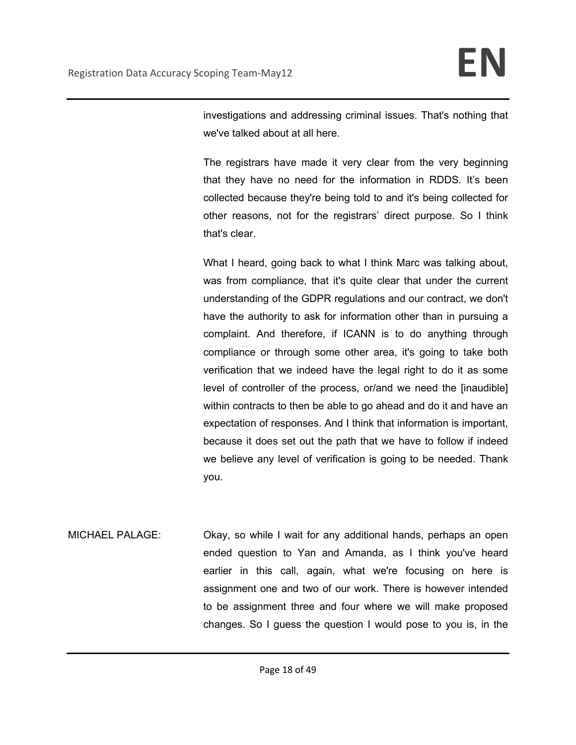investigations and addressing criminal issues. That's nothing that we've talked about at all here.

The registrars have made it very clear from the very beginning that they have no need for the information in RDDS. It's been collected because they're being told to and it's being collected for other reasons, not for the registrars' direct purpose. So I think that's clear.

What I heard, going back to what I think Marc was talking about, was from compliance, that it's quite clear that under the current understanding of the GDPR regulations and our contract, we don't have the authority to ask for information other than in pursuing a complaint. And therefore, if ICANN is to do anything through compliance or through some other area, it's going to take both verification that we indeed have the legal right to do it as some level of controller of the process, or/and we need the [inaudible] within contracts to then be able to go ahead and do it and have an expectation of responses. And I think that information is important, because it does set out the path that we have to follow if indeed we believe any level of verification is going to be needed. Thank you.

MICHAEL PALAGE: Okay, so while I wait for any additional hands, perhaps an open ended question to Yan and Amanda, as I think you've heard earlier in this call, again, what we're focusing on here is assignment one and two of our work. There is however intended to be assignment three and four where we will make proposed changes. So I guess the question I would pose to you is, in the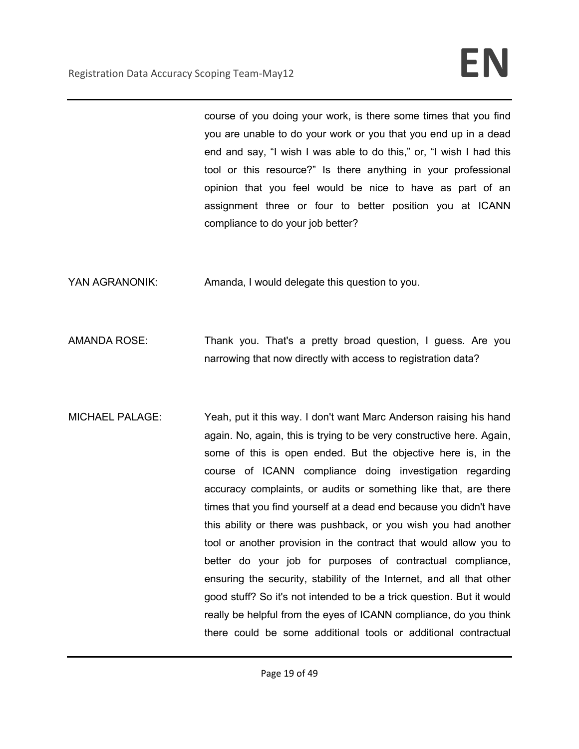course of you doing your work, is there some times that you find you are unable to do your work or you that you end up in a dead end and say, "I wish I was able to do this," or, "I wish I had this tool or this resource?" Is there anything in your professional opinion that you feel would be nice to have as part of an assignment three or four to better position you at ICANN compliance to do your job better?

YAN AGRANONIK: Amanda, I would delegate this question to you.

AMANDA ROSE: Thank you. That's a pretty broad question, I guess. Are you narrowing that now directly with access to registration data?

MICHAEL PALAGE: Yeah, put it this way. I don't want Marc Anderson raising his hand again. No, again, this is trying to be very constructive here. Again, some of this is open ended. But the objective here is, in the course of ICANN compliance doing investigation regarding accuracy complaints, or audits or something like that, are there times that you find yourself at a dead end because you didn't have this ability or there was pushback, or you wish you had another tool or another provision in the contract that would allow you to better do your job for purposes of contractual compliance, ensuring the security, stability of the Internet, and all that other good stuff? So it's not intended to be a trick question. But it would really be helpful from the eyes of ICANN compliance, do you think there could be some additional tools or additional contractual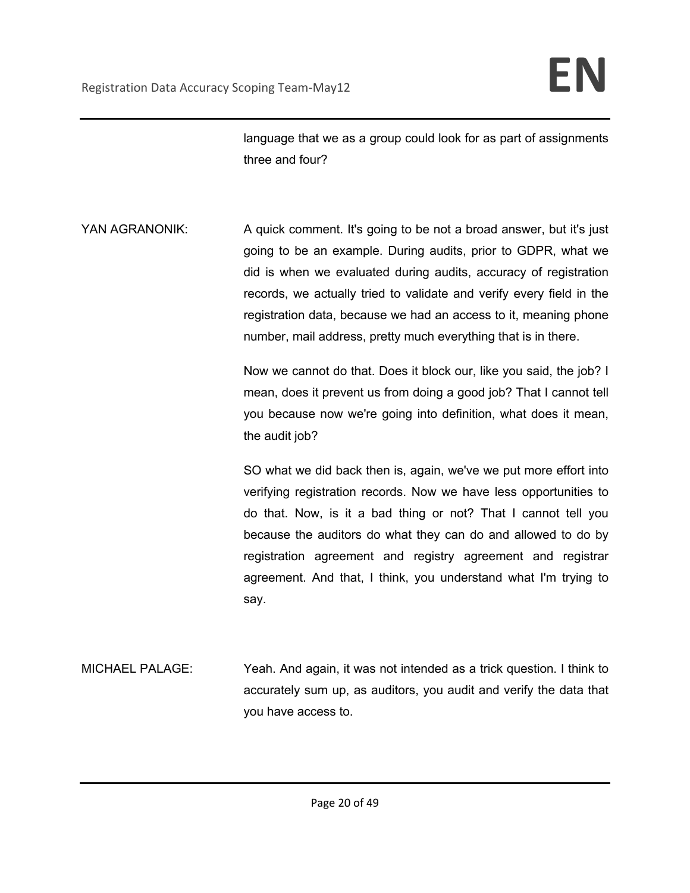language that we as a group could look for as part of assignments three and four?

YAN AGRANONIK: A quick comment. It's going to be not a broad answer, but it's just going to be an example. During audits, prior to GDPR, what we did is when we evaluated during audits, accuracy of registration records, we actually tried to validate and verify every field in the registration data, because we had an access to it, meaning phone number, mail address, pretty much everything that is in there.

Now we cannot do that. Does it block our, like you said, the job? I mean, does it prevent us from doing a good job? That I cannot tell you because now we're going into definition, what does it mean, the audit job?

SO what we did back then is, again, we've we put more effort into verifying registration records. Now we have less opportunities to do that. Now, is it a bad thing or not? That I cannot tell you because the auditors do what they can do and allowed to do by registration agreement and registry agreement and registrar agreement. And that, I think, you understand what I'm trying to say.

MICHAEL PALAGE: Yeah. And again, it was not intended as a trick question. I think to accurately sum up, as auditors, you audit and verify the data that you have access to.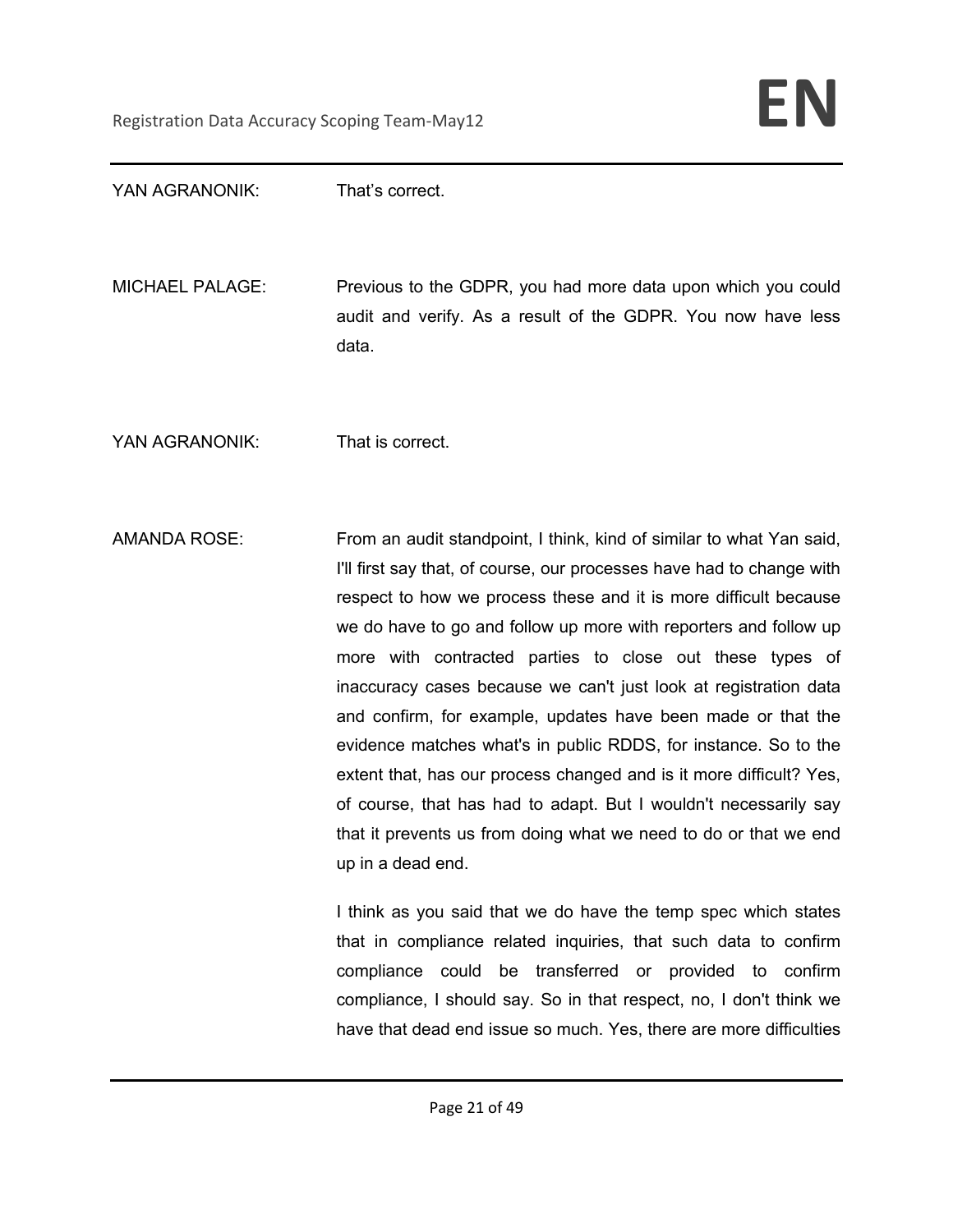YAN AGRANONIK: That's correct.

MICHAEL PALAGE: Previous to the GDPR, you had more data upon which you could audit and verify. As a result of the GDPR. You now have less data.

YAN AGRANONIK: That is correct.

AMANDA ROSE: From an audit standpoint, I think, kind of similar to what Yan said, I'll first say that, of course, our processes have had to change with respect to how we process these and it is more difficult because we do have to go and follow up more with reporters and follow up more with contracted parties to close out these types of inaccuracy cases because we can't just look at registration data and confirm, for example, updates have been made or that the evidence matches what's in public RDDS, for instance. So to the extent that, has our process changed and is it more difficult? Yes, of course, that has had to adapt. But I wouldn't necessarily say that it prevents us from doing what we need to do or that we end up in a dead end.

I think as you said that we do have the temp spec which states that in compliance related inquiries, that such data to confirm compliance could be transferred or provided to confirm compliance, I should say. So in that respect, no, I don't think we have that dead end issue so much. Yes, there are more difficulties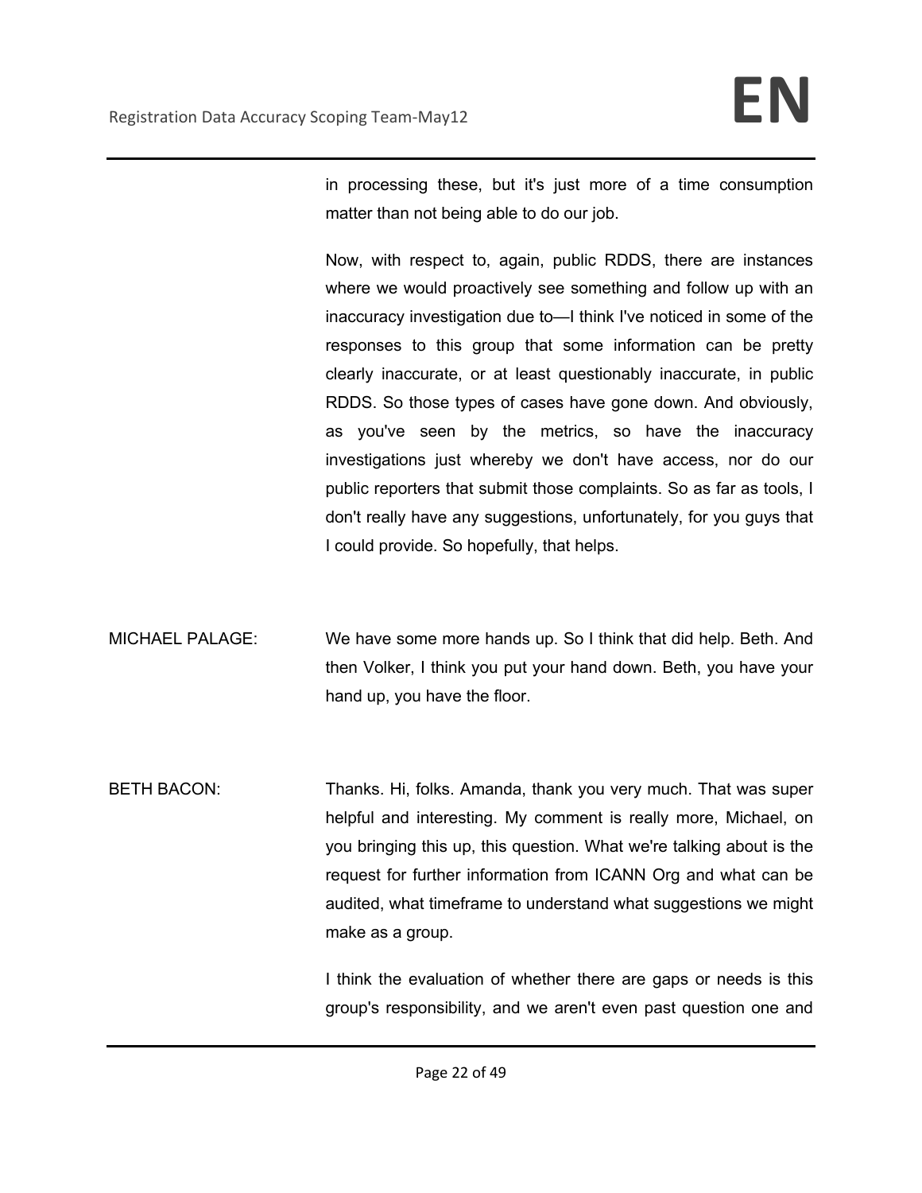in processing these, but it's just more of a time consumption matter than not being able to do our job.

Now, with respect to, again, public RDDS, there are instances where we would proactively see something and follow up with an inaccuracy investigation due to—I think I've noticed in some of the responses to this group that some information can be pretty clearly inaccurate, or at least questionably inaccurate, in public RDDS. So those types of cases have gone down. And obviously, as you've seen by the metrics, so have the inaccuracy investigations just whereby we don't have access, nor do our public reporters that submit those complaints. So as far as tools, I don't really have any suggestions, unfortunately, for you guys that I could provide. So hopefully, that helps.

MICHAEL PALAGE: We have some more hands up. So I think that did help. Beth. And then Volker, I think you put your hand down. Beth, you have your hand up, you have the floor.

BETH BACON: Thanks. Hi, folks. Amanda, thank you very much. That was super helpful and interesting. My comment is really more, Michael, on you bringing this up, this question. What we're talking about is the request for further information from ICANN Org and what can be audited, what timeframe to understand what suggestions we might make as a group.

I think the evaluation of whether there are gaps or needs is this group's responsibility, and we aren't even past question one and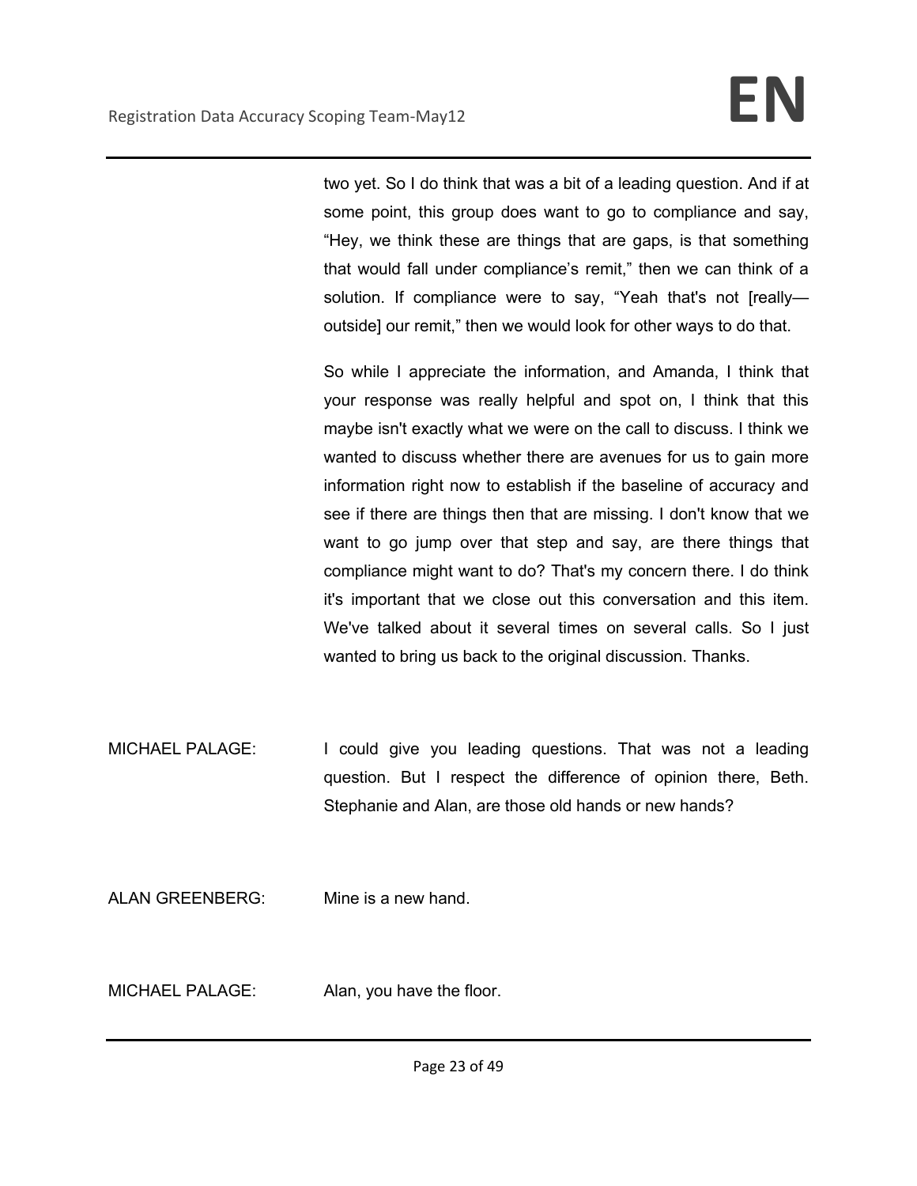two yet. So I do think that was a bit of a leading question. And if at some point, this group does want to go to compliance and say, "Hey, we think these are things that are gaps, is that something that would fall under compliance's remit," then we can think of a solution. If compliance were to say, "Yeah that's not [really—outside] our remit," then we would look for other ways to do that.

So while I appreciate the information, and Amanda, I think that your response was really helpful and spot on, I think that this maybe isn't exactly what we were on the call to discuss. I think we wanted to discuss whether there are avenues for us to gain more information right now to establish if the baseline of accuracy and see if there are things then that are missing. I don't know that we want to go jump over that step and say, are there things that compliance might want to do? That's my concern there. I do think it's important that we close out this conversation and this item. We've talked about it several times on several calls. So I just wanted to bring us back to the original discussion. Thanks.

MICHAEL PALAGE: I could give you leading questions. That was not a leading question. But I respect the difference of opinion there, Beth. Stephanie and Alan, are those old hands or new hands?

ALAN GREENBERG: Mine is a new hand.

MICHAEL PALAGE: Alan, you have the floor.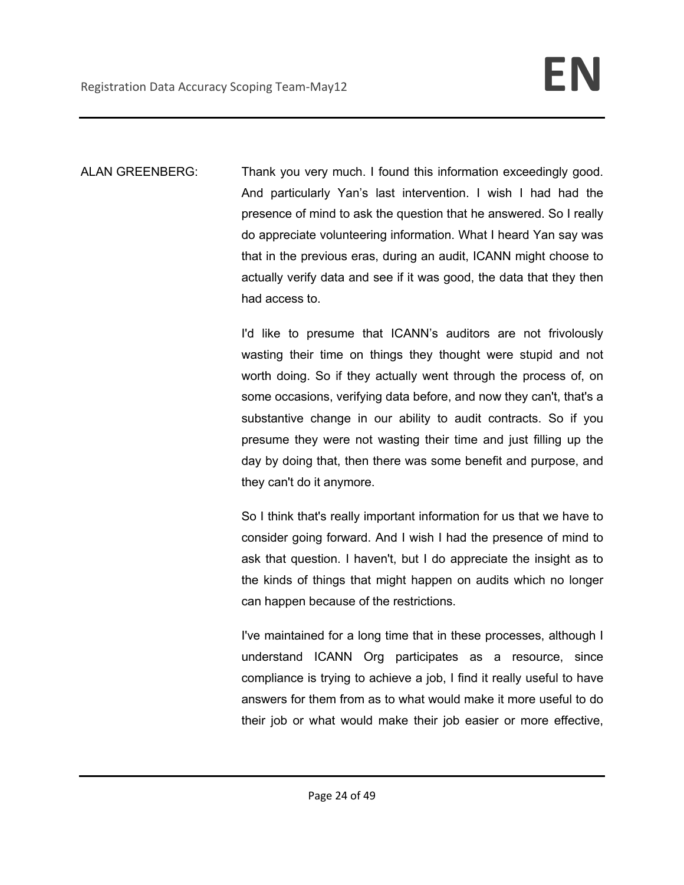ALAN GREENBERG: Thank you very much. I found this information exceedingly good. And particularly Yan's last intervention. I wish I had had the presence of mind to ask the question that he answered. So I really do appreciate volunteering information. What I heard Yan say was that in the previous eras, during an audit, ICANN might choose to actually verify data and see if it was good, the data that they then had access to.

I'd like to presume that ICANN's auditors are not frivolously wasting their time on things they thought were stupid and not worth doing. So if they actually went through the process of, on some occasions, verifying data before, and now they can't, that's a substantive change in our ability to audit contracts. So if you presume they were not wasting their time and just filling up the day by doing that, then there was some benefit and purpose, and they can't do it anymore.

So I think that's really important information for us that we have to consider going forward. And I wish I had the presence of mind to ask that question. I haven't, but I do appreciate the insight as to the kinds of things that might happen on audits which no longer can happen because of the restrictions.

I've maintained for a long time that in these processes, although I understand ICANN Org participates as a resource, since compliance is trying to achieve a job, I find it really useful to have answers for them from as to what would make it more useful to do their job or what would make their job easier or more effective,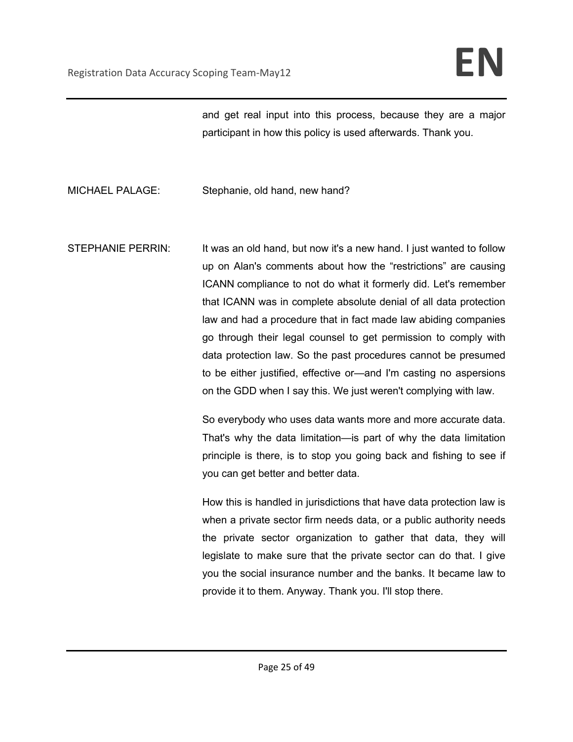and get real input into this process, because they are a major participant in how this policy is used afterwards. Thank you.

MICHAEL PALAGE: Stephanie, old hand, new hand?

STEPHANIE PERRIN: It was an old hand, but now it's a new hand. I just wanted to follow up on Alan's comments about how the "restrictions" are causing ICANN compliance to not do what it formerly did. Let's remember that ICANN was in complete absolute denial of all data protection law and had a procedure that in fact made law abiding companies go through their legal counsel to get permission to comply with data protection law. So the past procedures cannot be presumed to be either justified, effective or—and I'm casting no aspersions on the GDD when I say this. We just weren't complying with law.

So everybody who uses data wants more and more accurate data. That's why the data limitation—is part of why the data limitation principle is there, is to stop you going back and fishing to see if you can get better and better data.

How this is handled in jurisdictions that have data protection law is when a private sector firm needs data, or a public authority needs the private sector organization to gather that data, they will legislate to make sure that the private sector can do that. I give you the social insurance number and the banks. It became law to provide it to them. Anyway. Thank you. I'll stop there.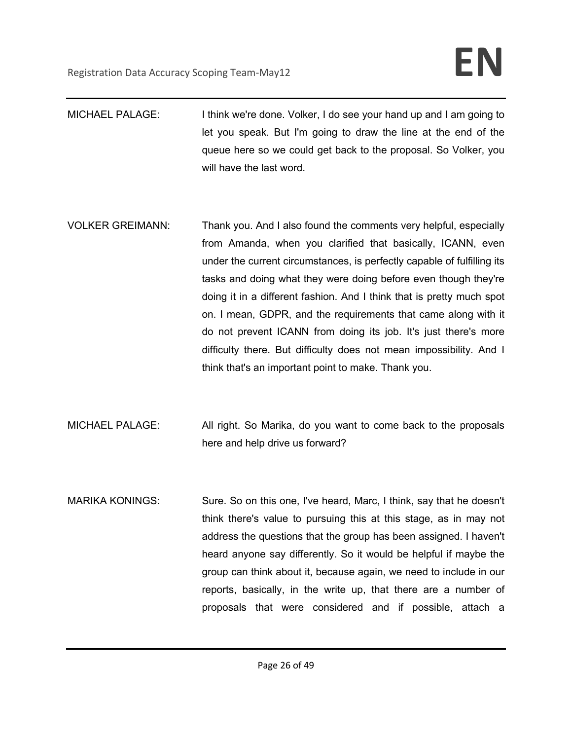MICHAEL PALAGE: I think we're done. Volker, I do see your hand up and I am going to let you speak. But I'm going to draw the line at the end of the queue here so we could get back to the proposal. So Volker, you will have the last word.

VOLKER GREIMANN: Thank you. And I also found the comments very helpful, especially from Amanda, when you clarified that basically, ICANN, even under the current circumstances, is perfectly capable of fulfilling its tasks and doing what they were doing before even though they're doing it in a different fashion. And I think that is pretty much spot on. I mean, GDPR, and the requirements that came along with it do not prevent ICANN from doing its job. It's just there's more difficulty there. But difficulty does not mean impossibility. And I think that's an important point to make. Thank you.

MICHAEL PALAGE: All right. So Marika, do you want to come back to the proposals here and help drive us forward?

MARIKA KONINGS: Sure. So on this one, I've heard, Marc, I think, say that he doesn't think there's value to pursuing this at this stage, as in may not address the questions that the group has been assigned. I haven't heard anyone say differently. So it would be helpful if maybe the group can think about it, because again, we need to include in our reports, basically, in the write up, that there are a number of proposals that were considered and if possible, attach a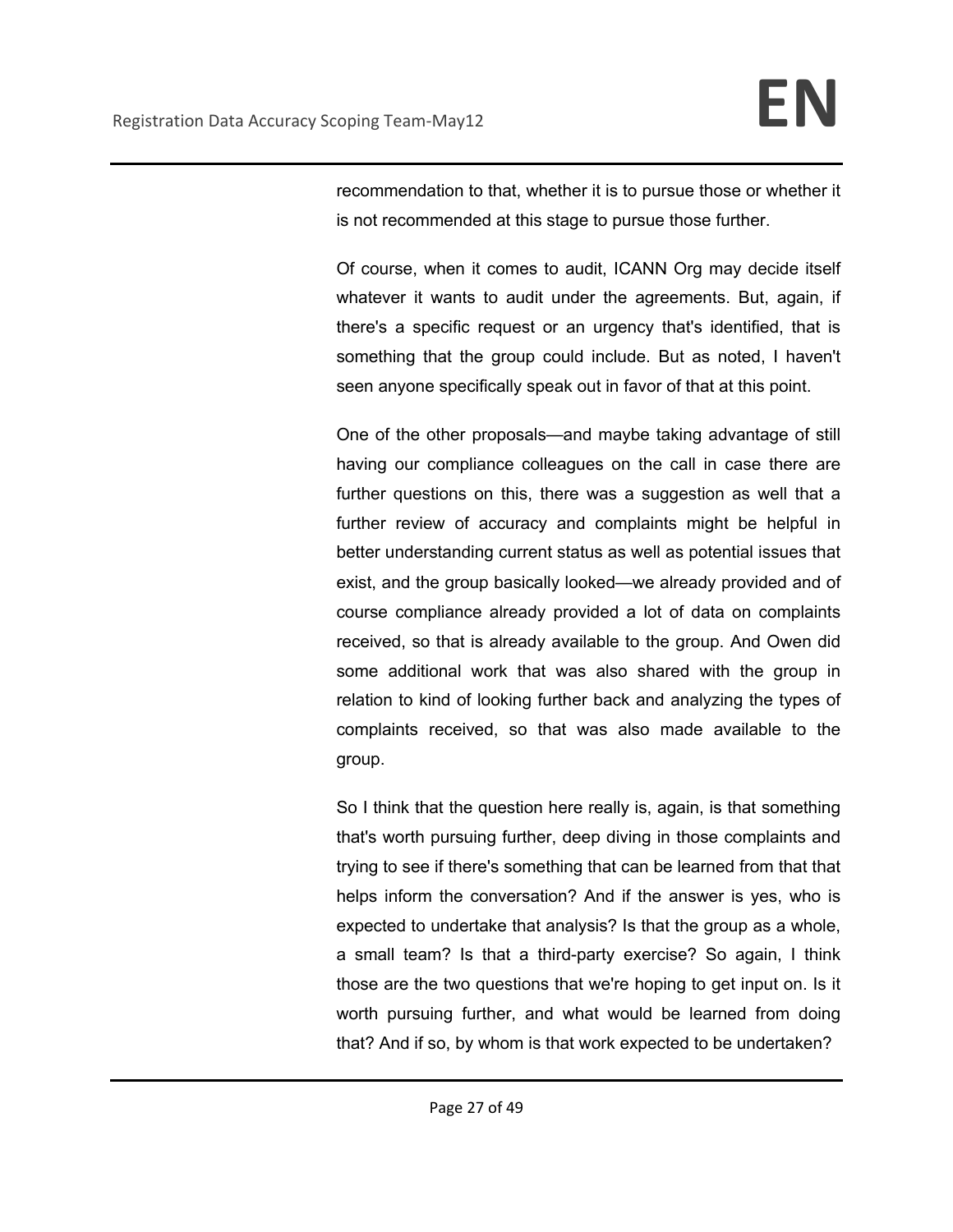recommendation to that, whether it is to pursue those or whether it is not recommended at this stage to pursue those further.

Of course, when it comes to audit, ICANN Org may decide itself whatever it wants to audit under the agreements. But, again, if there's a specific request or an urgency that's identified, that is something that the group could include. But as noted, I haven't seen anyone specifically speak out in favor of that at this point.

One of the other proposals—and maybe taking advantage of still having our compliance colleagues on the call in case there are further questions on this, there was a suggestion as well that a further review of accuracy and complaints might be helpful in better understanding current status as well as potential issues that exist, and the group basically looked—we already provided and of course compliance already provided a lot of data on complaints received, so that is already available to the group. And Owen did some additional work that was also shared with the group in relation to kind of looking further back and analyzing the types of complaints received, so that was also made available to the group.

So I think that the question here really is, again, is that something that's worth pursuing further, deep diving in those complaints and trying to see if there's something that can be learned from that that helps inform the conversation? And if the answer is yes, who is expected to undertake that analysis? Is that the group as a whole, a small team? Is that a third-party exercise? So again, I think those are the two questions that we're hoping to get input on. Is it worth pursuing further, and what would be learned from doing that? And if so, by whom is that work expected to be undertaken?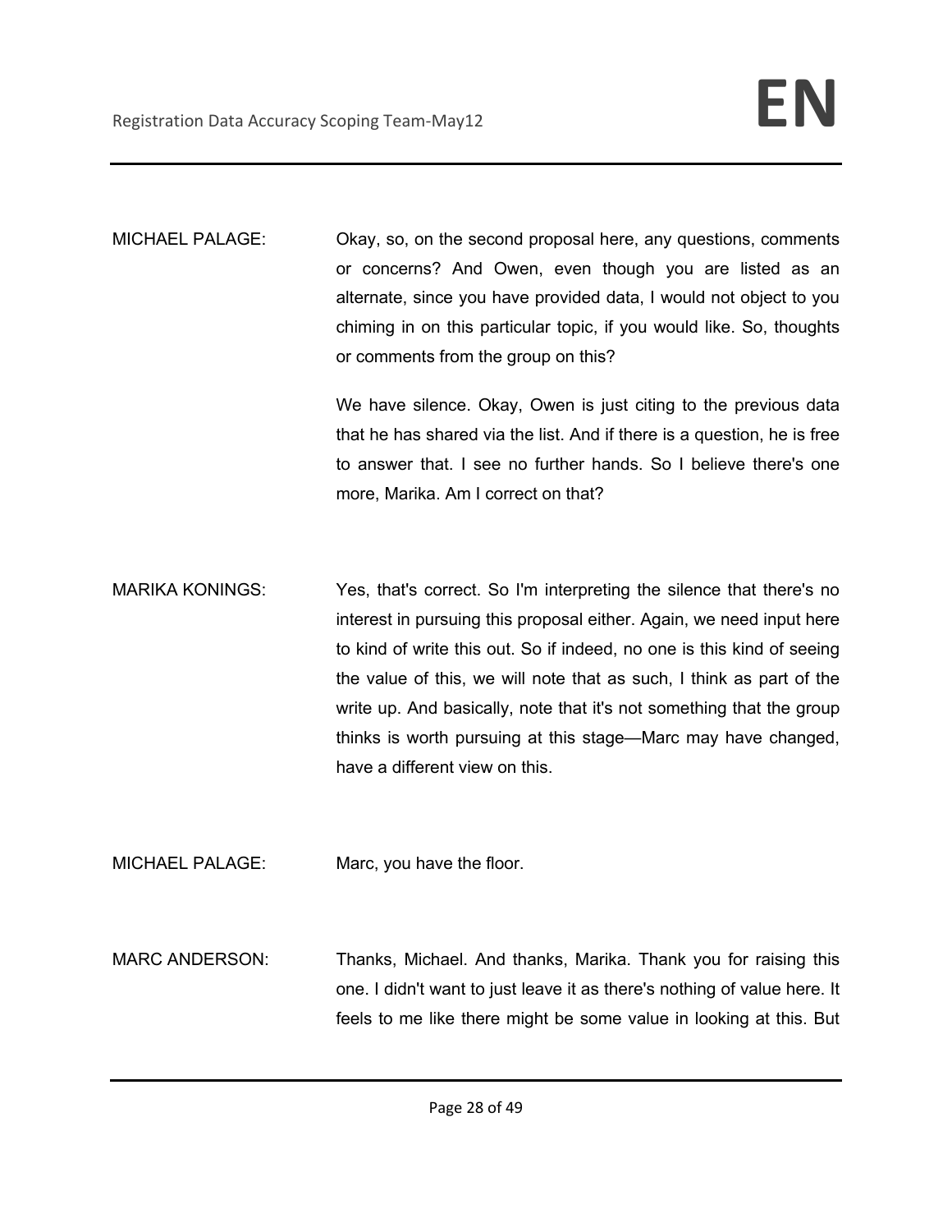MICHAEL PALAGE: Okay, so, on the second proposal here, any questions, comments or concerns? And Owen, even though you are listed as an alternate, since you have provided data, I would not object to you chiming in on this particular topic, if you would like. So, thoughts or comments from the group on this?

We have silence. Okay, Owen is just citing to the previous data that he has shared via the list. And if there is a question, he is free to answer that. I see no further hands. So I believe there's one more, Marika. Am I correct on that?

MARIKA KONINGS: Yes, that's correct. So I'm interpreting the silence that there's no interest in pursuing this proposal either. Again, we need input here to kind of write this out. So if indeed, no one is this kind of seeing the value of this, we will note that as such, I think as part of the write up. And basically, note that it's not something that the group thinks is worth pursuing at this stage—Marc may have changed, have a different view on this.

MICHAEL PALAGE: Marc, you have the floor.

MARC ANDERSON: Thanks, Michael. And thanks, Marika. Thank you for raising this one. I didn't want to just leave it as there's nothing of value here. It feels to me like there might be some value in looking at this. But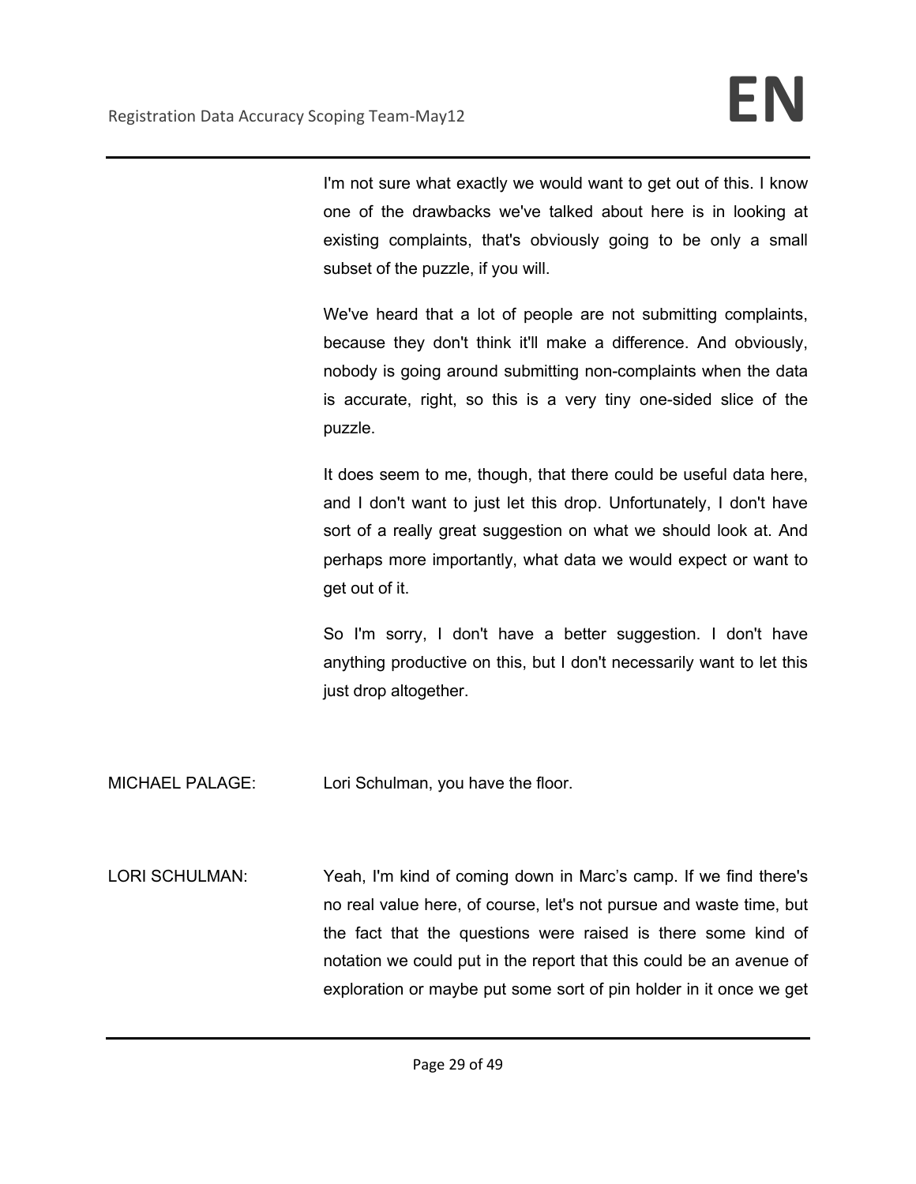I'm not sure what exactly we would want to get out of this. I know one of the drawbacks we've talked about here is in looking at existing complaints, that's obviously going to be only a small subset of the puzzle, if you will.

We've heard that a lot of people are not submitting complaints, because they don't think it'll make a difference. And obviously, nobody is going around submitting non-complaints when the data is accurate, right, so this is a very tiny one-sided slice of the puzzle.

It does seem to me, though, that there could be useful data here, and I don't want to just let this drop. Unfortunately, I don't have sort of a really great suggestion on what we should look at. And perhaps more importantly, what data we would expect or want to get out of it.

So I'm sorry, I don't have a better suggestion. I don't have anything productive on this, but I don't necessarily want to let this just drop altogether.

MICHAEL PALAGE: Lori Schulman, you have the floor.

LORI SCHULMAN: Yeah, I'm kind of coming down in Marc's camp. If we find there's no real value here, of course, let's not pursue and waste time, but the fact that the questions were raised is there some kind of notation we could put in the report that this could be an avenue of exploration or maybe put some sort of pin holder in it once we get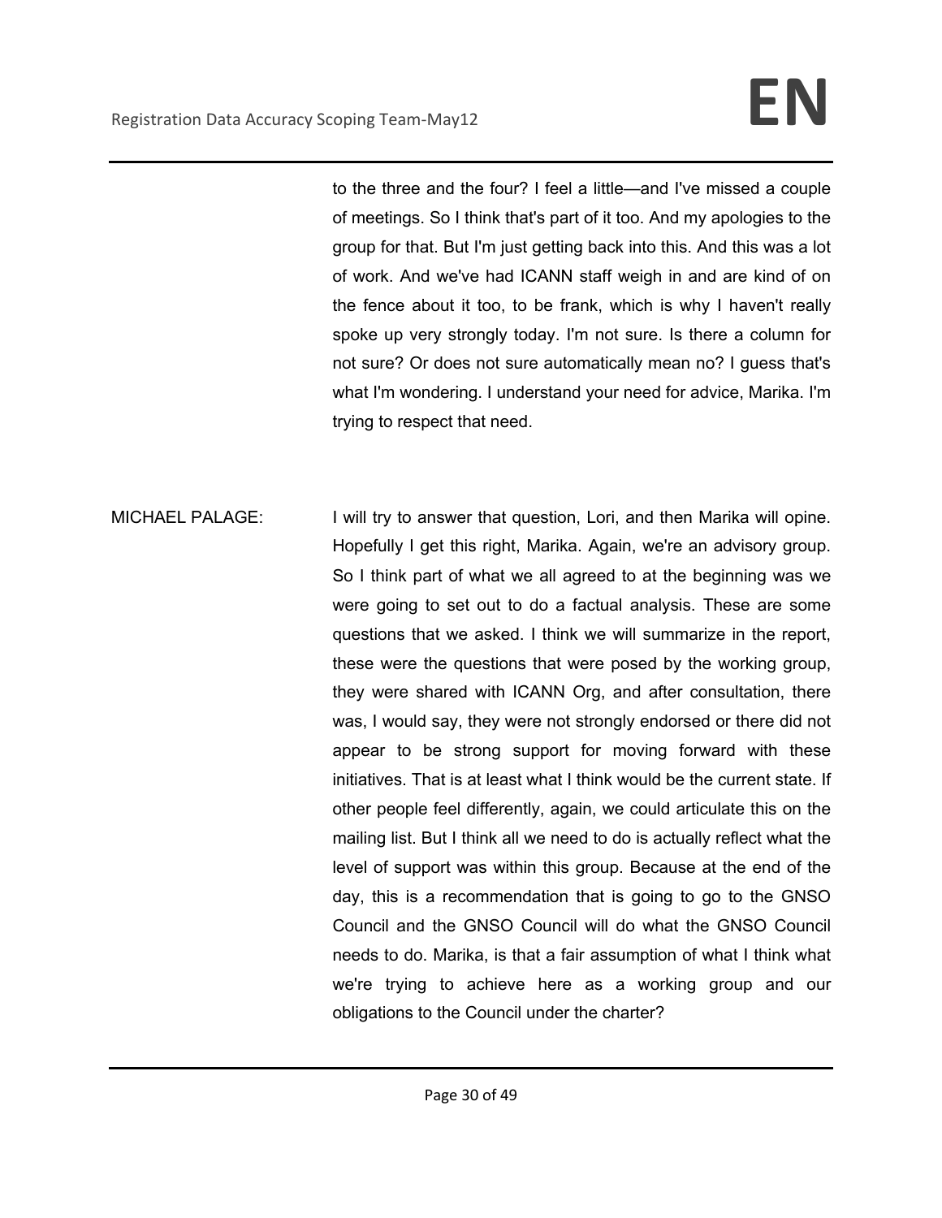to the three and the four? I feel a little—and I've missed a couple of meetings. So I think that's part of it too. And my apologies to the group for that. But I'm just getting back into this. And this was a lot of work. And we've had ICANN staff weigh in and are kind of on the fence about it too, to be frank, which is why I haven't really spoke up very strongly today. I'm not sure. Is there a column for not sure? Or does not sure automatically mean no? I guess that's what I'm wondering. I understand your need for advice, Marika. I'm trying to respect that need.

MICHAEL PALAGE: I will try to answer that question, Lori, and then Marika will opine. Hopefully I get this right, Marika. Again, we're an advisory group. So I think part of what we all agreed to at the beginning was we were going to set out to do a factual analysis. These are some questions that we asked. I think we will summarize in the report, these were the questions that were posed by the working group, they were shared with ICANN Org, and after consultation, there was, I would say, they were not strongly endorsed or there did not appear to be strong support for moving forward with these initiatives. That is at least what I think would be the current state. If other people feel differently, again, we could articulate this on the mailing list. But I think all we need to do is actually reflect what the level of support was within this group. Because at the end of the day, this is a recommendation that is going to go to the GNSO Council and the GNSO Council will do what the GNSO Council needs to do. Marika, is that a fair assumption of what I think what we're trying to achieve here as a working group and our obligations to the Council under the charter?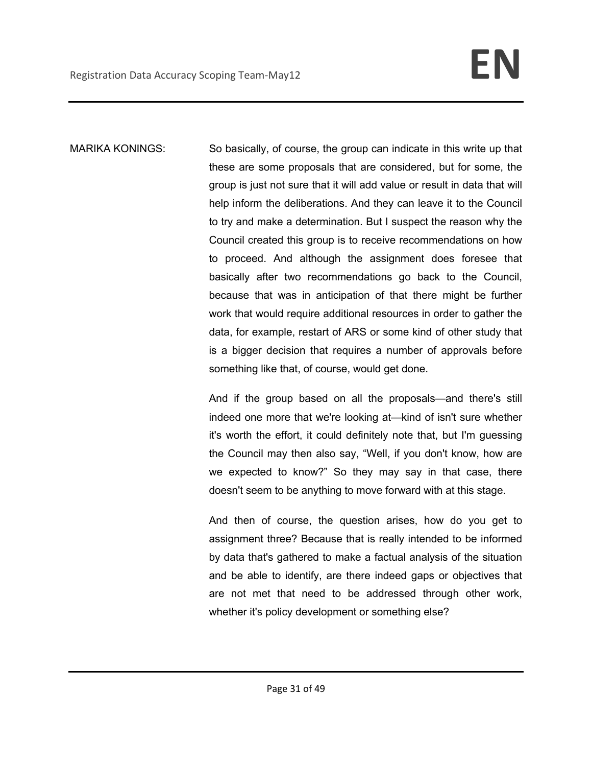MARIKA KONINGS: So basically, of course, the group can indicate in this write up that these are some proposals that are considered, but for some, the group is just not sure that it will add value or result in data that will help inform the deliberations. And they can leave it to the Council to try and make a determination. But I suspect the reason why the Council created this group is to receive recommendations on how to proceed. And although the assignment does foresee that basically after two recommendations go back to the Council, because that was in anticipation of that there might be further work that would require additional resources in order to gather the data, for example, restart of ARS or some kind of other study that is a bigger decision that requires a number of approvals before something like that, of course, would get done.

And if the group based on all the proposals—and there's still indeed one more that we're looking at—kind of isn't sure whether it's worth the effort, it could definitely note that, but I'm guessing the Council may then also say, “Well, if you don't know, how are we expected to know?” So they may say in that case, there doesn't seem to be anything to move forward with at this stage.

And then of course, the question arises, how do you get to assignment three? Because that is really intended to be informed by data that's gathered to make a factual analysis of the situation and be able to identify, are there indeed gaps or objectives that are not met that need to be addressed through other work, whether it's policy development or something else?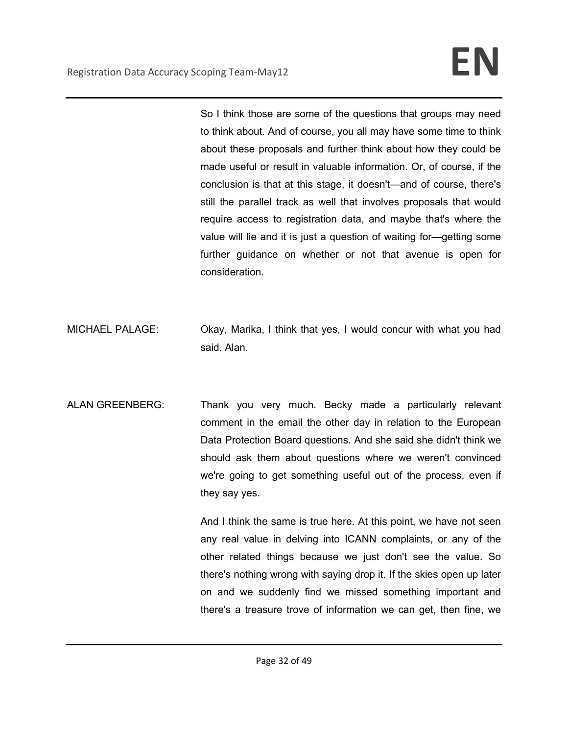So I think those are some of the questions that groups may need to think about. And of course, you all may have some time to think about these proposals and further think about how they could be made useful or result in valuable information. Or, of course, if the conclusion is that at this stage, it doesn't—and of course, there's still the parallel track as well that involves proposals that would require access to registration data, and maybe that's where the value will lie and it is just a question of waiting for—getting some further guidance on whether or not that avenue is open for consideration.

MICHAEL PALAGE: Okay, Marika, I think that yes, I would concur with what you had said. Alan.

ALAN GREENBERG: Thank you very much. Becky made a particularly relevant comment in the email the other day in relation to the European Data Protection Board questions. And she said she didn't think we should ask them about questions where we weren't convinced we're going to get something useful out of the process, even if they say yes.

And I think the same is true here. At this point, we have not seen any real value in delving into ICANN complaints, or any of the other related things because we just don't see the value. So there's nothing wrong with saying drop it. If the skies open up later on and we suddenly find we missed something important and there's a treasure trove of information we can get, then fine, we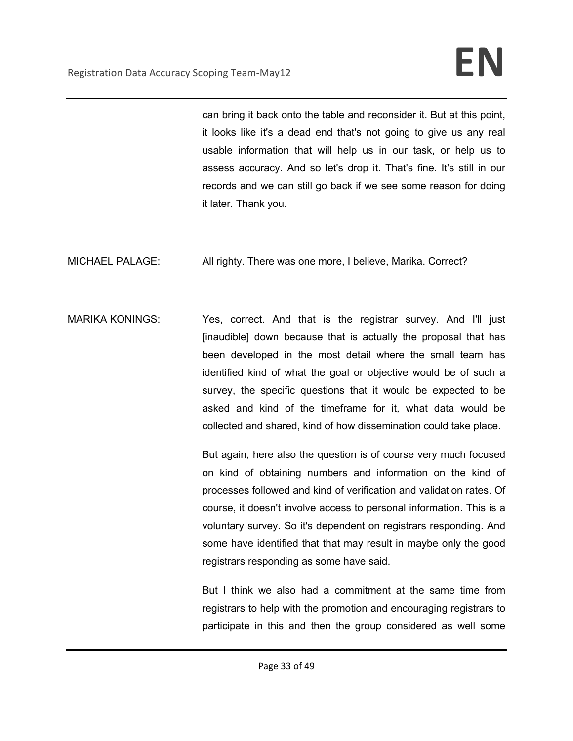can bring it back onto the table and reconsider it. But at this point, it looks like it's a dead end that's not going to give us any real usable information that will help us in our task, or help us to assess accuracy. And so let's drop it. That's fine. It's still in our records and we can still go back if we see some reason for doing it later. Thank you.

MICHAEL PALAGE: All righty. There was one more, I believe, Marika. Correct?

MARIKA KONINGS: Yes, correct. And that is the registrar survey. And I'll just [inaudible] down because that is actually the proposal that has been developed in the most detail where the small team has identified kind of what the goal or objective would be of such a survey, the specific questions that it would be expected to be asked and kind of the timeframe for it, what data would be collected and shared, kind of how dissemination could take place.

But again, here also the question is of course very much focused on kind of obtaining numbers and information on the kind of processes followed and kind of verification and validation rates. Of course, it doesn't involve access to personal information. This is a voluntary survey. So it's dependent on registrars responding. And some have identified that that may result in maybe only the good registrars responding as some have said.

But I think we also had a commitment at the same time from registrars to help with the promotion and encouraging registrars to participate in this and then the group considered as well some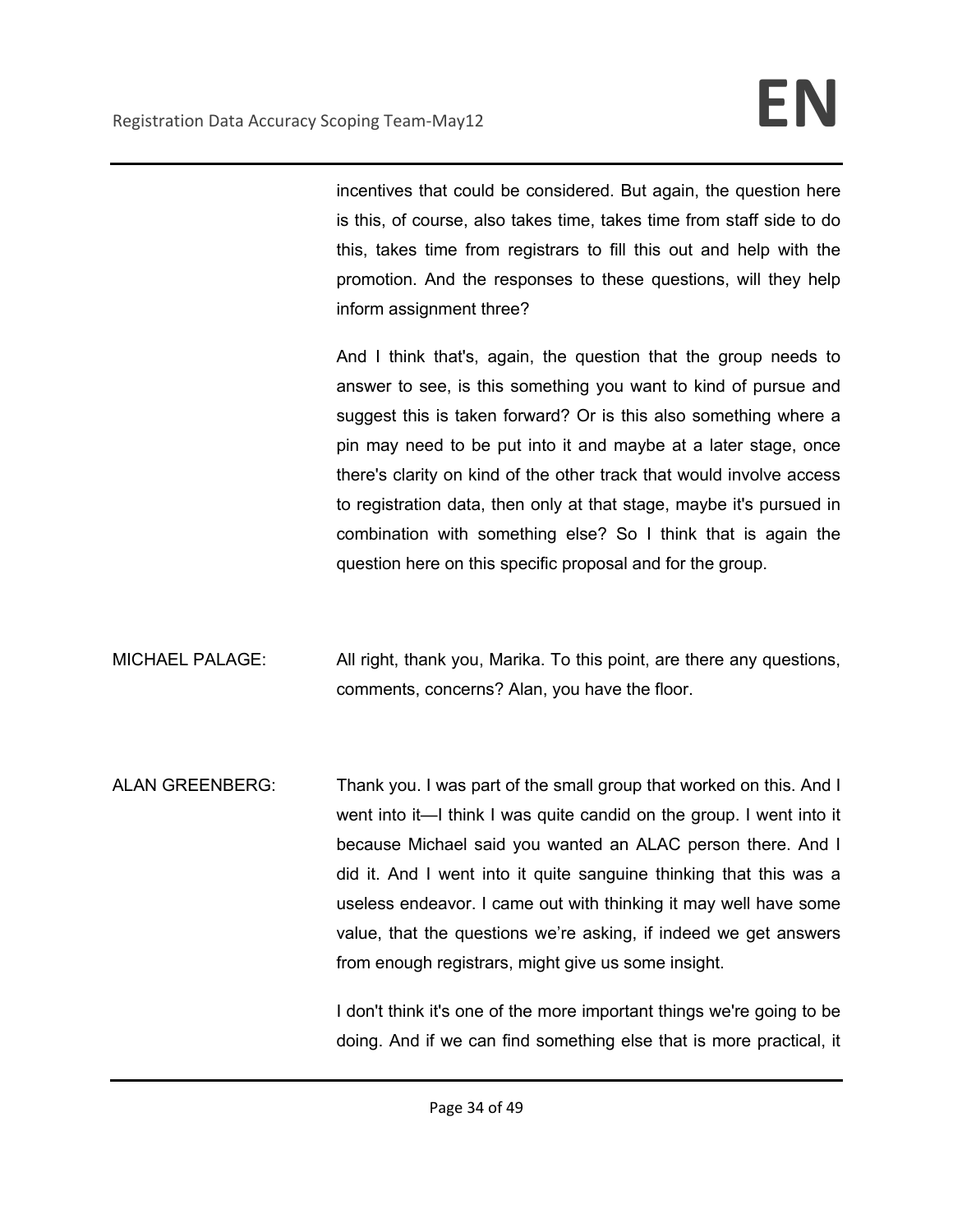incentives that could be considered. But again, the question here is this, of course, also takes time, takes time from staff side to do this, takes time from registrars to fill this out and help with the promotion. And the responses to these questions, will they help inform assignment three?

And I think that's, again, the question that the group needs to answer to see, is this something you want to kind of pursue and suggest this is taken forward? Or is this also something where a pin may need to be put into it and maybe at a later stage, once there's clarity on kind of the other track that would involve access to registration data, then only at that stage, maybe it's pursued in combination with something else? So I think that is again the question here on this specific proposal and for the group.

MICHAEL PALAGE: All right, thank you, Marika. To this point, are there any questions, comments, concerns? Alan, you have the floor.

ALAN GREENBERG: Thank you. I was part of the small group that worked on this. And I went into it—I think I was quite candid on the group. I went into it because Michael said you wanted an ALAC person there. And I did it. And I went into it quite sanguine thinking that this was a useless endeavor. I came out with thinking it may well have some value, that the questions we're asking, if indeed we get answers from enough registrars, might give us some insight.

I don't think it's one of the more important things we're going to be doing. And if we can find something else that is more practical, it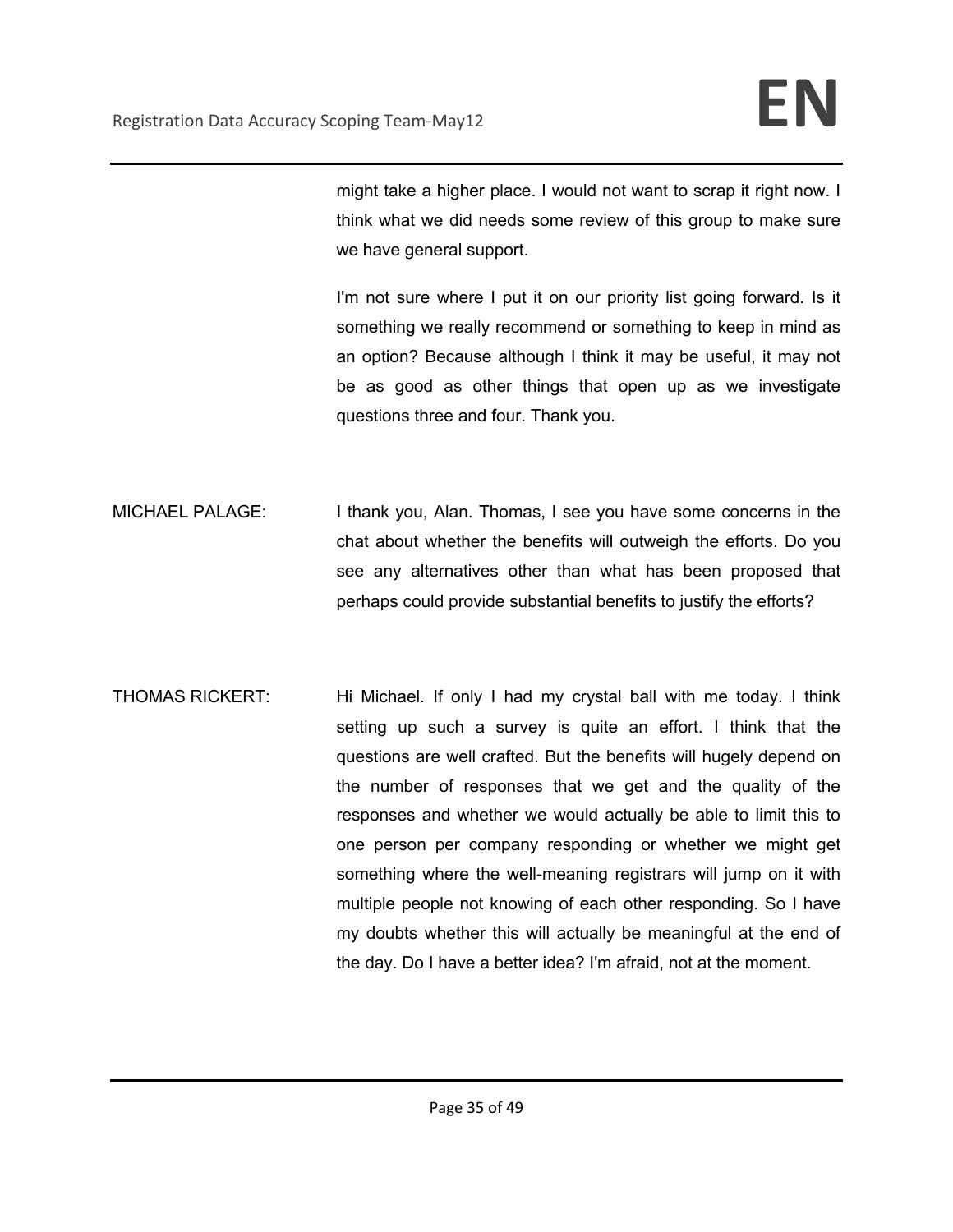might take a higher place. I would not want to scrap it right now. I think what we did needs some review of this group to make sure we have general support.

I'm not sure where I put it on our priority list going forward. Is it something we really recommend or something to keep in mind as an option? Because although I think it may be useful, it may not be as good as other things that open up as we investigate questions three and four. Thank you.

MICHAEL PALAGE: I thank you, Alan. Thomas, I see you have some concerns in the chat about whether the benefits will outweigh the efforts. Do you see any alternatives other than what has been proposed that perhaps could provide substantial benefits to justify the efforts?

THOMAS RICKERT: Hi Michael. If only I had my crystal ball with me today. I think setting up such a survey is quite an effort. I think that the questions are well crafted. But the benefits will hugely depend on the number of responses that we get and the quality of the responses and whether we would actually be able to limit this to one person per company responding or whether we might get something where the well-meaning registrars will jump on it with multiple people not knowing of each other responding. So I have my doubts whether this will actually be meaningful at the end of the day. Do I have a better idea? I'm afraid, not at the moment.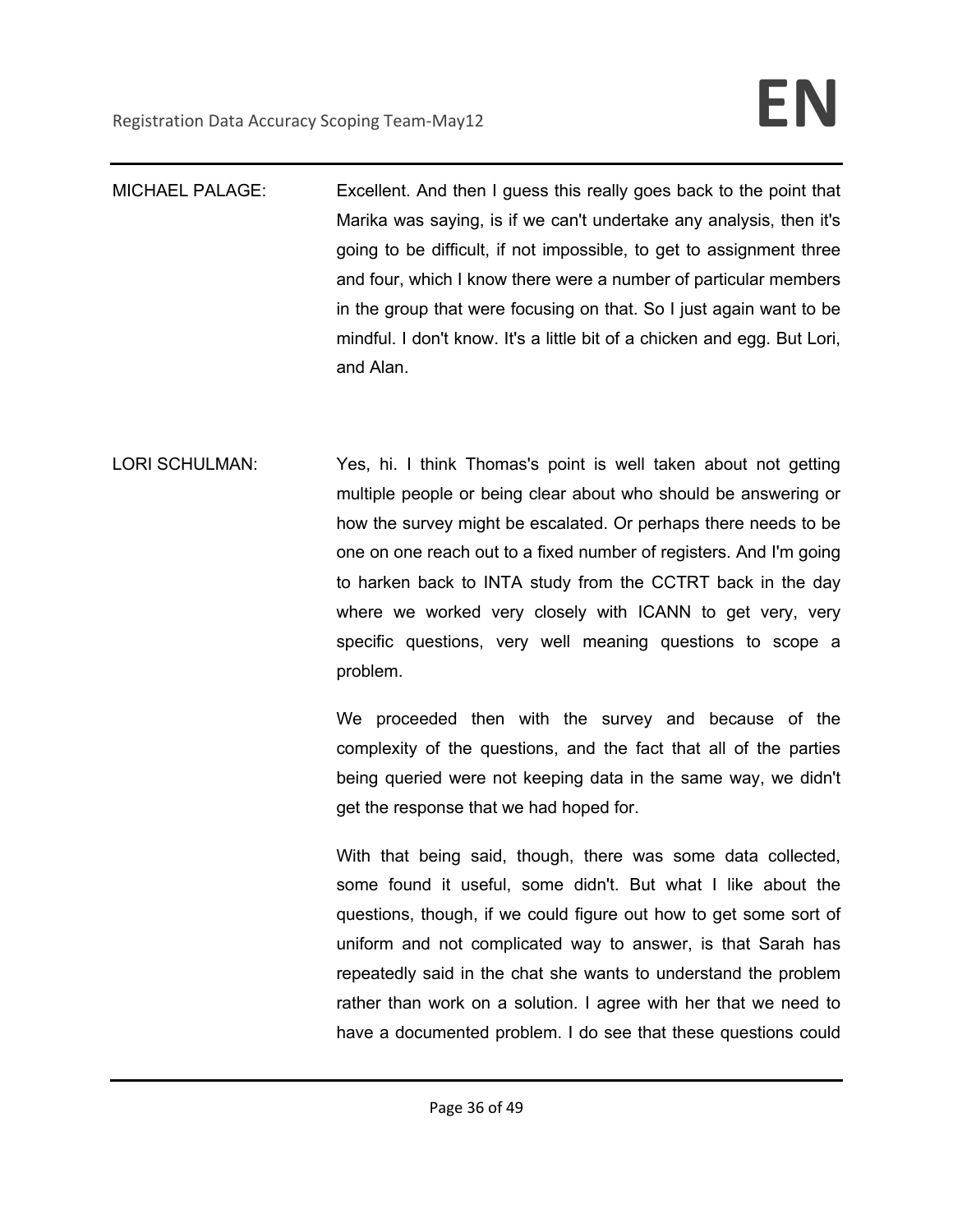MICHAEL PALAGE: Excellent. And then I guess this really goes back to the point that Marika was saying, is if we can't undertake any analysis, then it's going to be difficult, if not impossible, to get to assignment three and four, which I know there were a number of particular members in the group that were focusing on that. So I just again want to be mindful. I don't know. It's a little bit of a chicken and egg. But Lori, and Alan.

LORI SCHULMAN: Yes, hi. I think Thomas's point is well taken about not getting multiple people or being clear about who should be answering or how the survey might be escalated. Or perhaps there needs to be one on one reach out to a fixed number of registers. And I'm going to harken back to INTA study from the CCTRT back in the day where we worked very closely with ICANN to get very, very specific questions, very well meaning questions to scope a problem.

We proceeded then with the survey and because of the complexity of the questions, and the fact that all of the parties being queried were not keeping data in the same way, we didn't get the response that we had hoped for.

With that being said, though, there was some data collected, some found it useful, some didn't. But what I like about the questions, though, if we could figure out how to get some sort of uniform and not complicated way to answer, is that Sarah has repeatedly said in the chat she wants to understand the problem rather than work on a solution. I agree with her that we need to have a documented problem. I do see that these questions could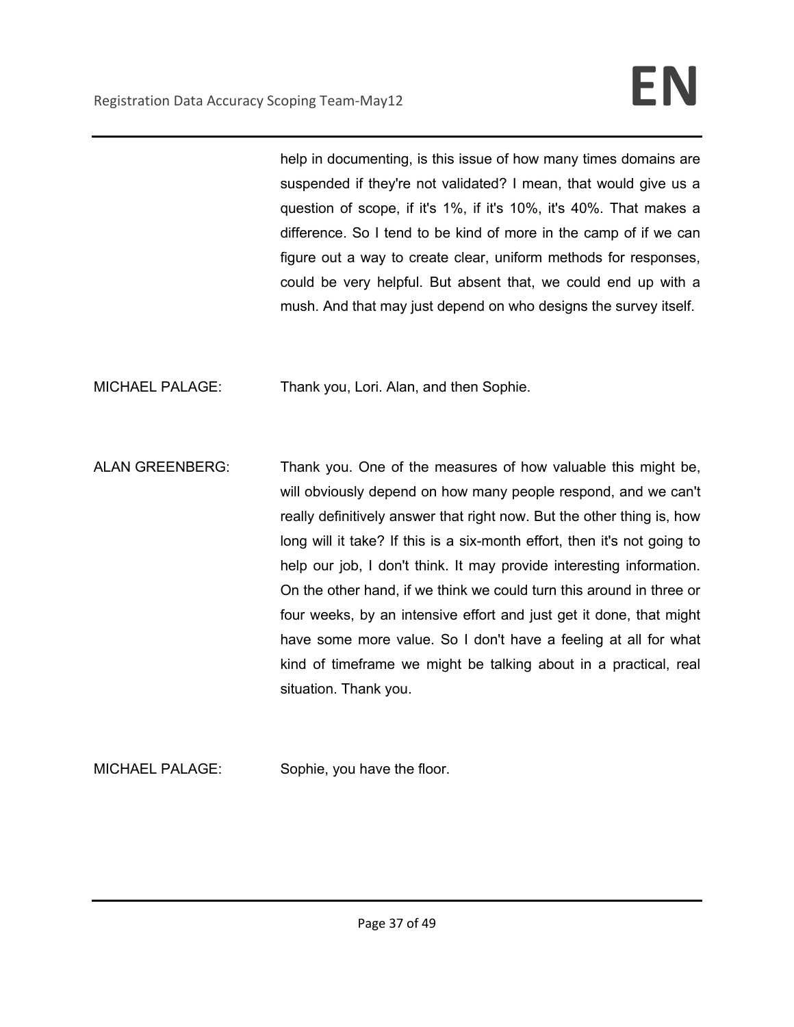help in documenting, is this issue of how many times domains are suspended if they're not validated? I mean, that would give us a question of scope, if it's 1%, if it's 10%, it's 40%. That makes a difference. So I tend to be kind of more in the camp of if we can figure out a way to create clear, uniform methods for responses, could be very helpful. But absent that, we could end up with a mush. And that may just depend on who designs the survey itself.

MICHAEL PALAGE: Thank you, Lori. Alan, and then Sophie.

ALAN GREENBERG: Thank you. One of the measures of how valuable this might be, will obviously depend on how many people respond, and we can't really definitively answer that right now. But the other thing is, how long will it take? If this is a six-month effort, then it's not going to help our job, I don't think. It may provide interesting information. On the other hand, if we think we could turn this around in three or four weeks, by an intensive effort and just get it done, that might have some more value. So I don't have a feeling at all for what kind of timeframe we might be talking about in a practical, real situation. Thank you.

MICHAEL PALAGE: Sophie, you have the floor.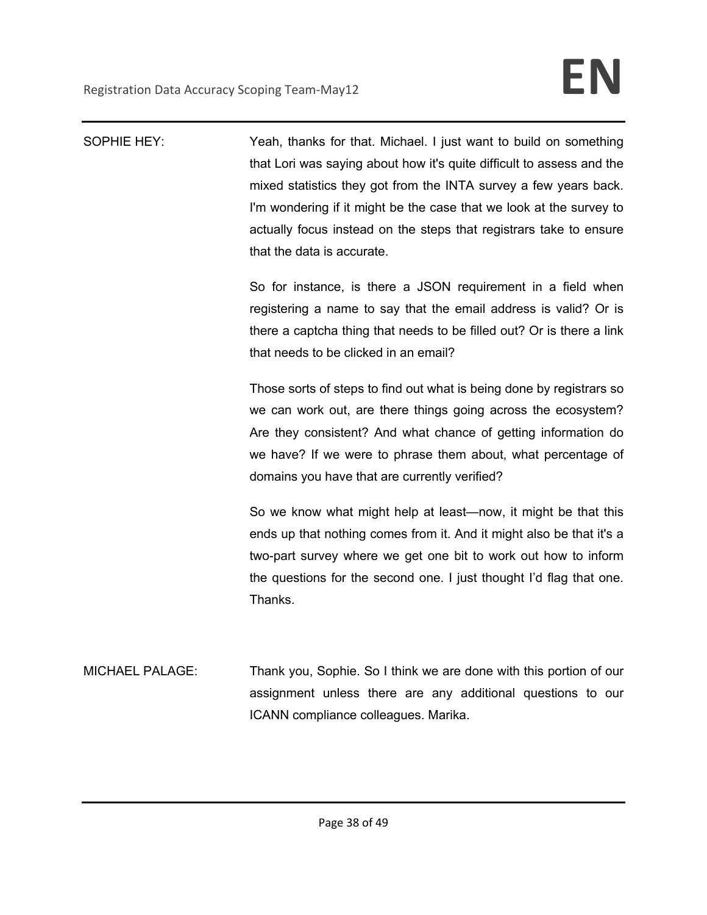SOPHIE HEY: Yeah, thanks for that. Michael. I just want to build on something that Lori was saying about how it's quite difficult to assess and the mixed statistics they got from the INTA survey a few years back. I'm wondering if it might be the case that we look at the survey to actually focus instead on the steps that registrars take to ensure that the data is accurate.

So for instance, is there a JSON requirement in a field when registering a name to say that the email address is valid? Or is there a captcha thing that needs to be filled out? Or is there a link that needs to be clicked in an email?

Those sorts of steps to find out what is being done by registrars so we can work out, are there things going across the ecosystem? Are they consistent? And what chance of getting information do we have? If we were to phrase them about, what percentage of domains you have that are currently verified?

So we know what might help at least—now, it might be that this ends up that nothing comes from it. And it might also be that it's a two-part survey where we get one bit to work out how to inform the questions for the second one. I just thought I'd flag that one. Thanks.

MICHAEL PALAGE: Thank you, Sophie. So I think we are done with this portion of our assignment unless there are any additional questions to our ICANN compliance colleagues. Marika.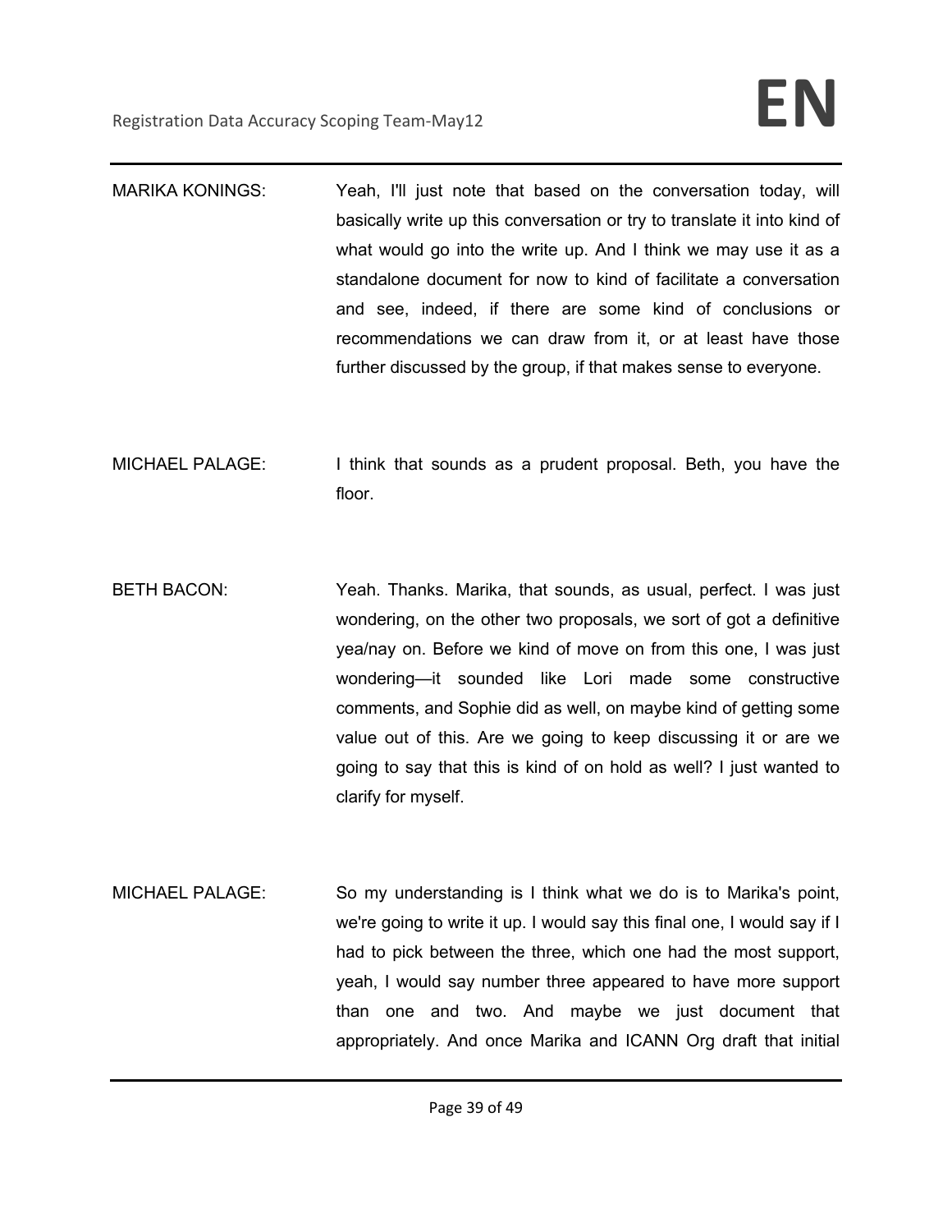MARIKA KONINGS: Yeah, I'll just note that based on the conversation today, will basically write up this conversation or try to translate it into kind of what would go into the write up. And I think we may use it as a standalone document for now to kind of facilitate a conversation and see, indeed, if there are some kind of conclusions or recommendations we can draw from it, or at least have those further discussed by the group, if that makes sense to everyone.

MICHAEL PALAGE: I think that sounds as a prudent proposal. Beth, you have the floor.

BETH BACON: Yeah. Thanks. Marika, that sounds, as usual, perfect. I was just wondering, on the other two proposals, we sort of got a definitive yea/nay on. Before we kind of move on from this one, I was just wondering—it sounded like Lori made some constructive comments, and Sophie did as well, on maybe kind of getting some value out of this. Are we going to keep discussing it or are we going to say that this is kind of on hold as well? I just wanted to clarify for myself.

MICHAEL PALAGE: So my understanding is I think what we do is to Marika's point, we're going to write it up. I would say this final one, I would say if I had to pick between the three, which one had the most support, yeah, I would say number three appeared to have more support than one and two. And maybe we just document that appropriately. And once Marika and ICANN Org draft that initial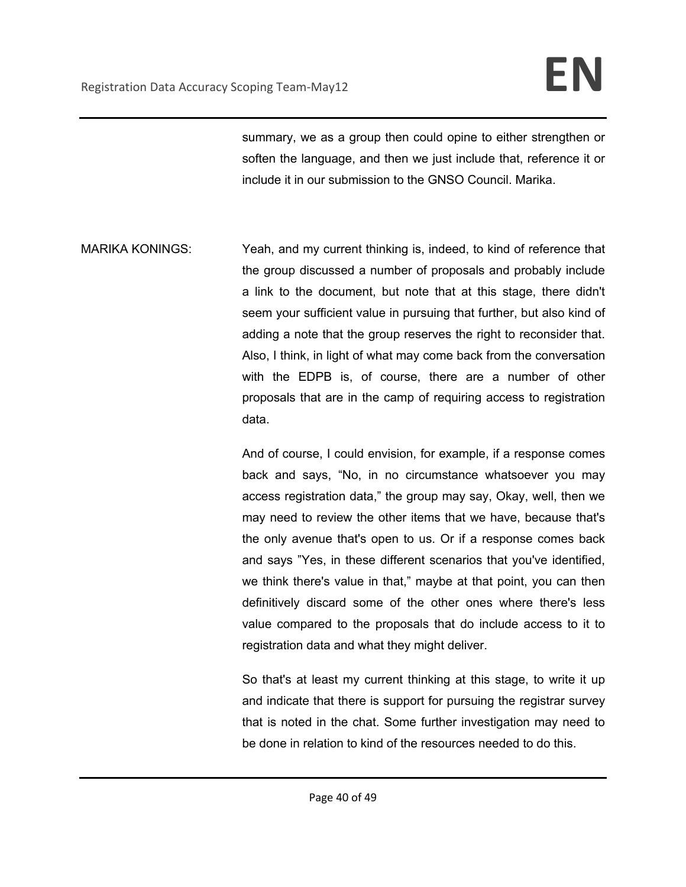summary, we as a group then could opine to either strengthen or soften the language, and then we just include that, reference it or include it in our submission to the GNSO Council. Marika.

MARIKA KONINGS: Yeah, and my current thinking is, indeed, to kind of reference that the group discussed a number of proposals and probably include a link to the document, but note that at this stage, there didn't seem your sufficient value in pursuing that further, but also kind of adding a note that the group reserves the right to reconsider that. Also, I think, in light of what may come back from the conversation with the EDPB is, of course, there are a number of other proposals that are in the camp of requiring access to registration data.

And of course, I could envision, for example, if a response comes back and says, "No, in no circumstance whatsoever you may access registration data," the group may say, Okay, well, then we may need to review the other items that we have, because that's the only avenue that's open to us. Or if a response comes back and says "Yes, in these different scenarios that you've identified, we think there's value in that," maybe at that point, you can then definitively discard some of the other ones where there's less value compared to the proposals that do include access to it to registration data and what they might deliver.

So that's at least my current thinking at this stage, to write it up and indicate that there is support for pursuing the registrar survey that is noted in the chat. Some further investigation may need to be done in relation to kind of the resources needed to do this.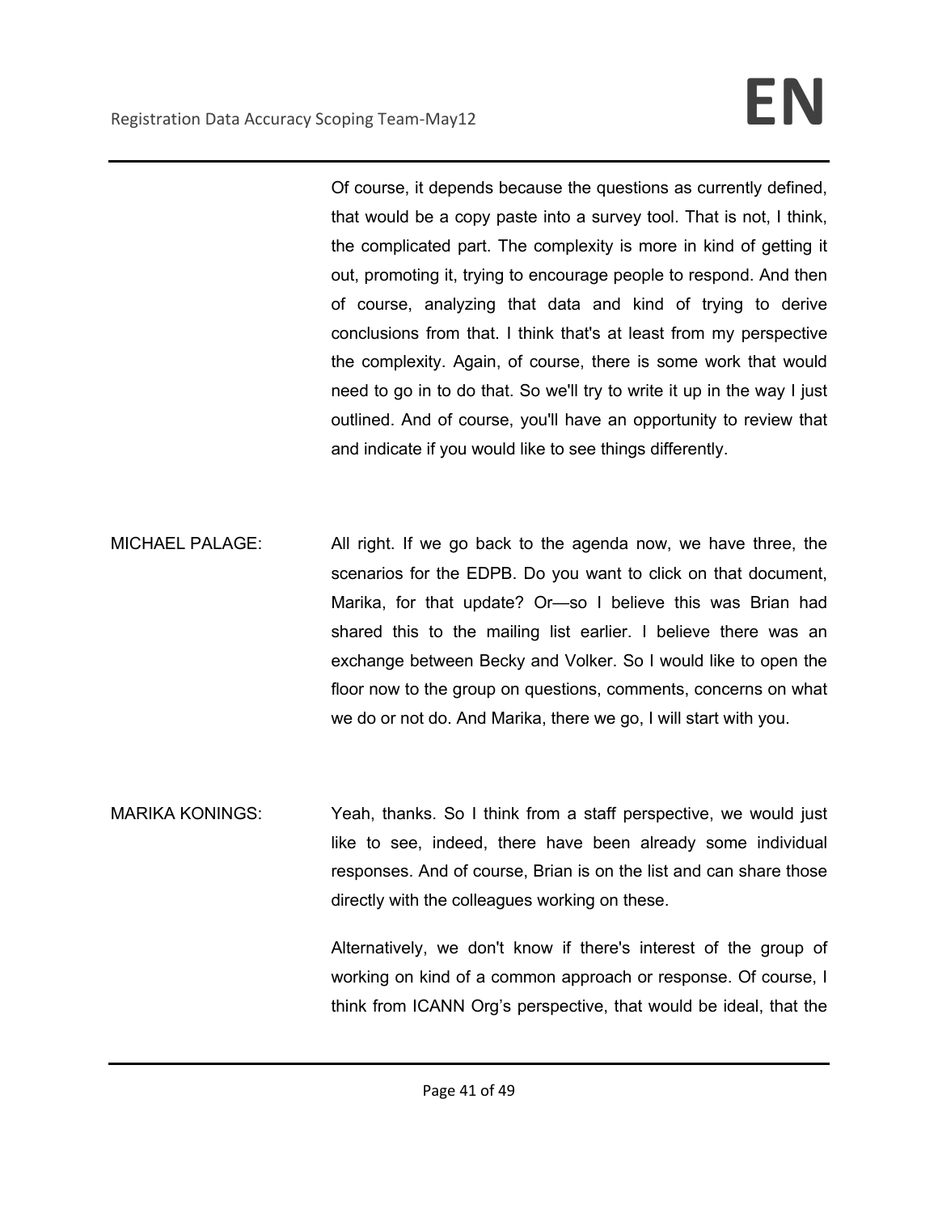Of course, it depends because the questions as currently defined, that would be a copy paste into a survey tool. That is not, I think, the complicated part. The complexity is more in kind of getting it out, promoting it, trying to encourage people to respond. And then of course, analyzing that data and kind of trying to derive conclusions from that. I think that's at least from my perspective the complexity. Again, of course, there is some work that would need to go in to do that. So we'll try to write it up in the way I just outlined. And of course, you'll have an opportunity to review that and indicate if you would like to see things differently.

MICHAEL PALAGE: All right. If we go back to the agenda now, we have three, the scenarios for the EDPB. Do you want to click on that document, Marika, for that update? Or—so I believe this was Brian had shared this to the mailing list earlier. I believe there was an exchange between Becky and Volker. So I would like to open the floor now to the group on questions, comments, concerns on what we do or not do. And Marika, there we go, I will start with you.

MARIKA KONINGS: Yeah, thanks. So I think from a staff perspective, we would just like to see, indeed, there have been already some individual responses. And of course, Brian is on the list and can share those directly with the colleagues working on these.

Alternatively, we don't know if there's interest of the group of working on kind of a common approach or response. Of course, I think from ICANN Org's perspective, that would be ideal, that the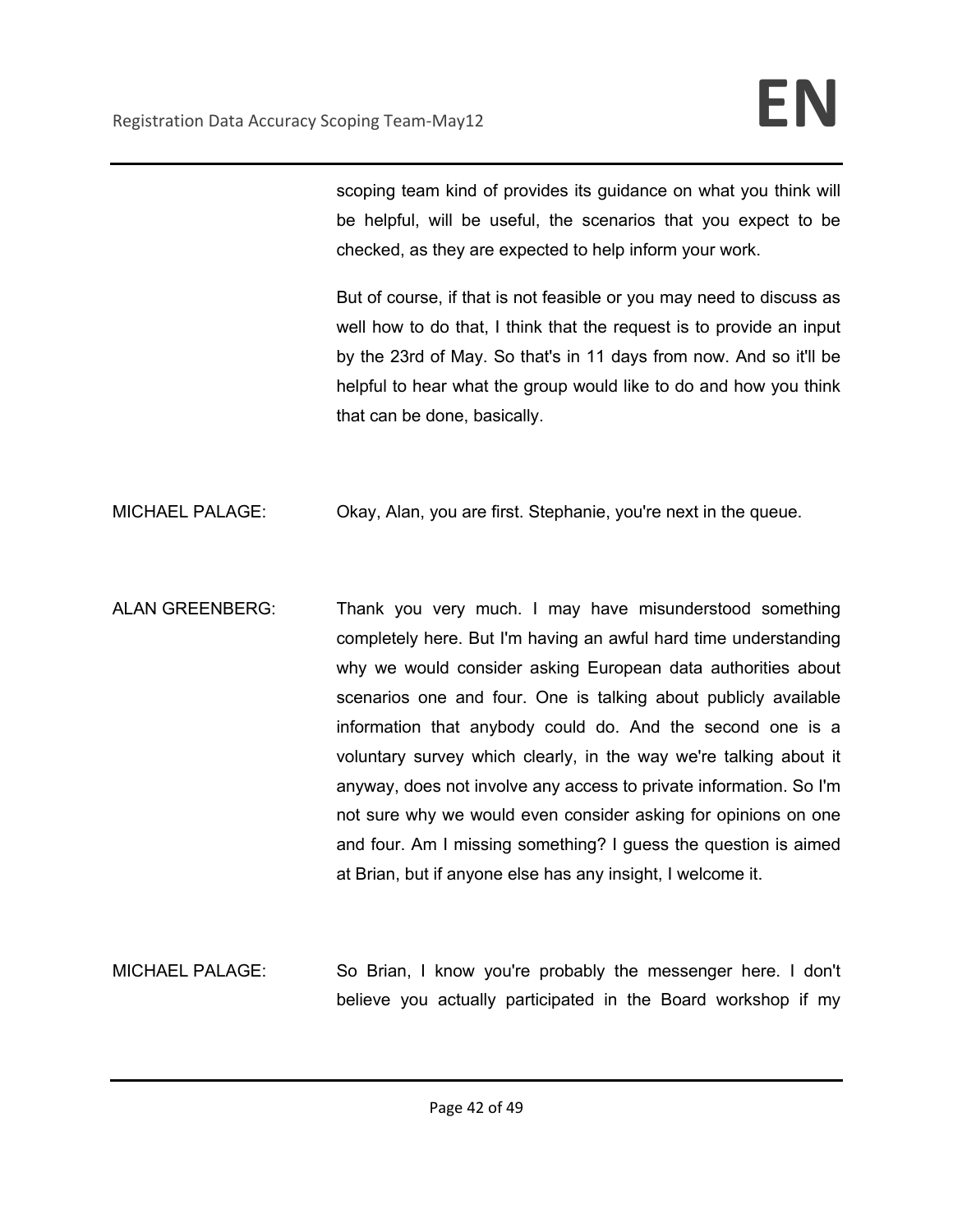scoping team kind of provides its guidance on what you think will be helpful, will be useful, the scenarios that you expect to be checked, as they are expected to help inform your work.

But of course, if that is not feasible or you may need to discuss as well how to do that, I think that the request is to provide an input by the 23rd of May. So that's in 11 days from now. And so it'll be helpful to hear what the group would like to do and how you think that can be done, basically.

MICHAEL PALAGE: Okay, Alan, you are first. Stephanie, you're next in the queue.

ALAN GREENBERG: Thank you very much. I may have misunderstood something completely here. But I'm having an awful hard time understanding why we would consider asking European data authorities about scenarios one and four. One is talking about publicly available information that anybody could do. And the second one is a voluntary survey which clearly, in the way we're talking about it anyway, does not involve any access to private information. So I'm not sure why we would even consider asking for opinions on one and four. Am I missing something? I guess the question is aimed at Brian, but if anyone else has any insight, I welcome it.

MICHAEL PALAGE: So Brian, I know you're probably the messenger here. I don't believe you actually participated in the Board workshop if my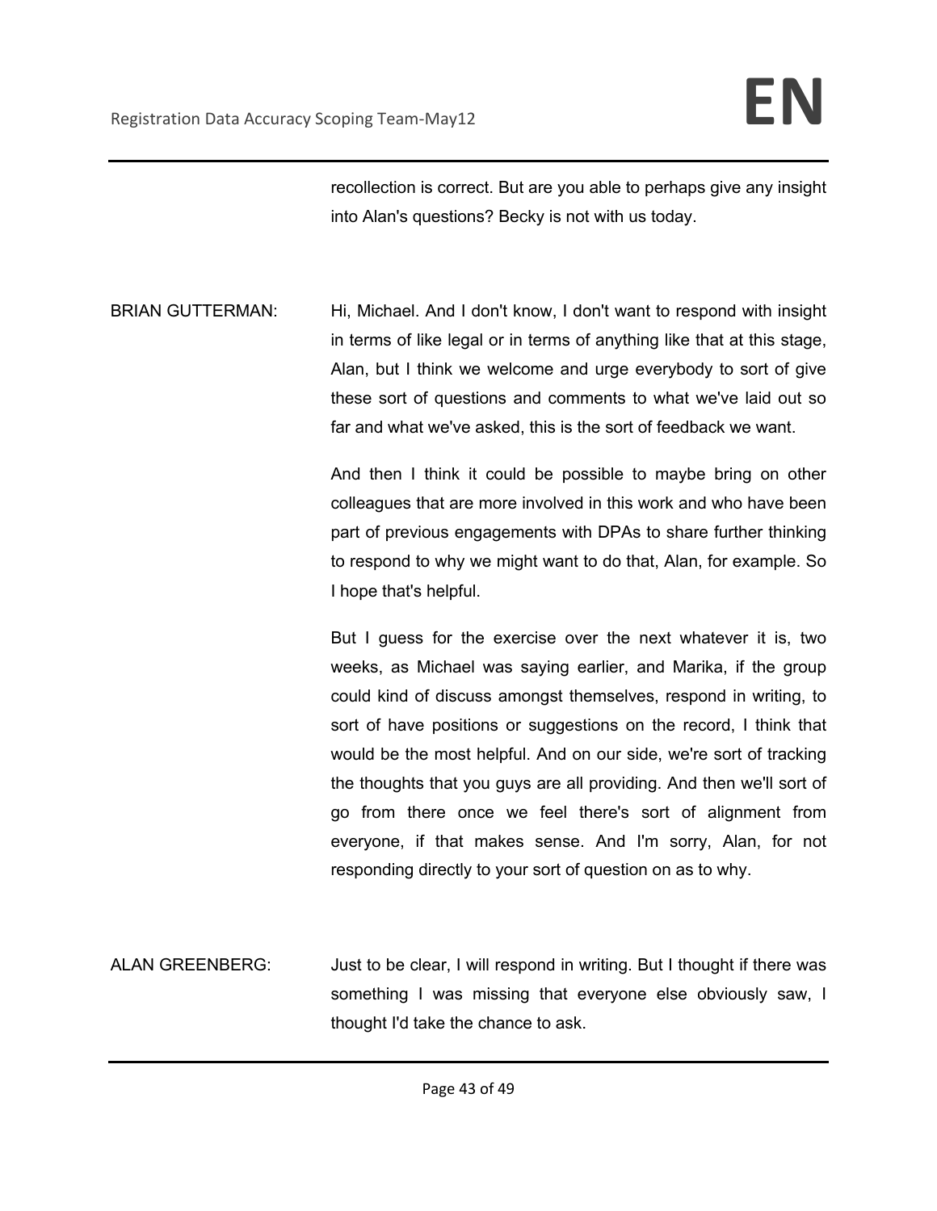recollection is correct. But are you able to perhaps give any insight into Alan's questions? Becky is not with us today.

BRIAN GUTTERMAN: Hi, Michael. And I don't know, I don't want to respond with insight in terms of like legal or in terms of anything like that at this stage, Alan, but I think we welcome and urge everybody to sort of give these sort of questions and comments to what we've laid out so far and what we've asked, this is the sort of feedback we want.

And then I think it could be possible to maybe bring on other colleagues that are more involved in this work and who have been part of previous engagements with DPAs to share further thinking to respond to why we might want to do that, Alan, for example. So I hope that's helpful.

But I guess for the exercise over the next whatever it is, two weeks, as Michael was saying earlier, and Marika, if the group could kind of discuss amongst themselves, respond in writing, to sort of have positions or suggestions on the record, I think that would be the most helpful. And on our side, we're sort of tracking the thoughts that you guys are all providing. And then we'll sort of go from there once we feel there's sort of alignment from everyone, if that makes sense. And I'm sorry, Alan, for not responding directly to your sort of question on as to why.

ALAN GREENBERG: Just to be clear, I will respond in writing. But I thought if there was something I was missing that everyone else obviously saw, I thought I'd take the chance to ask.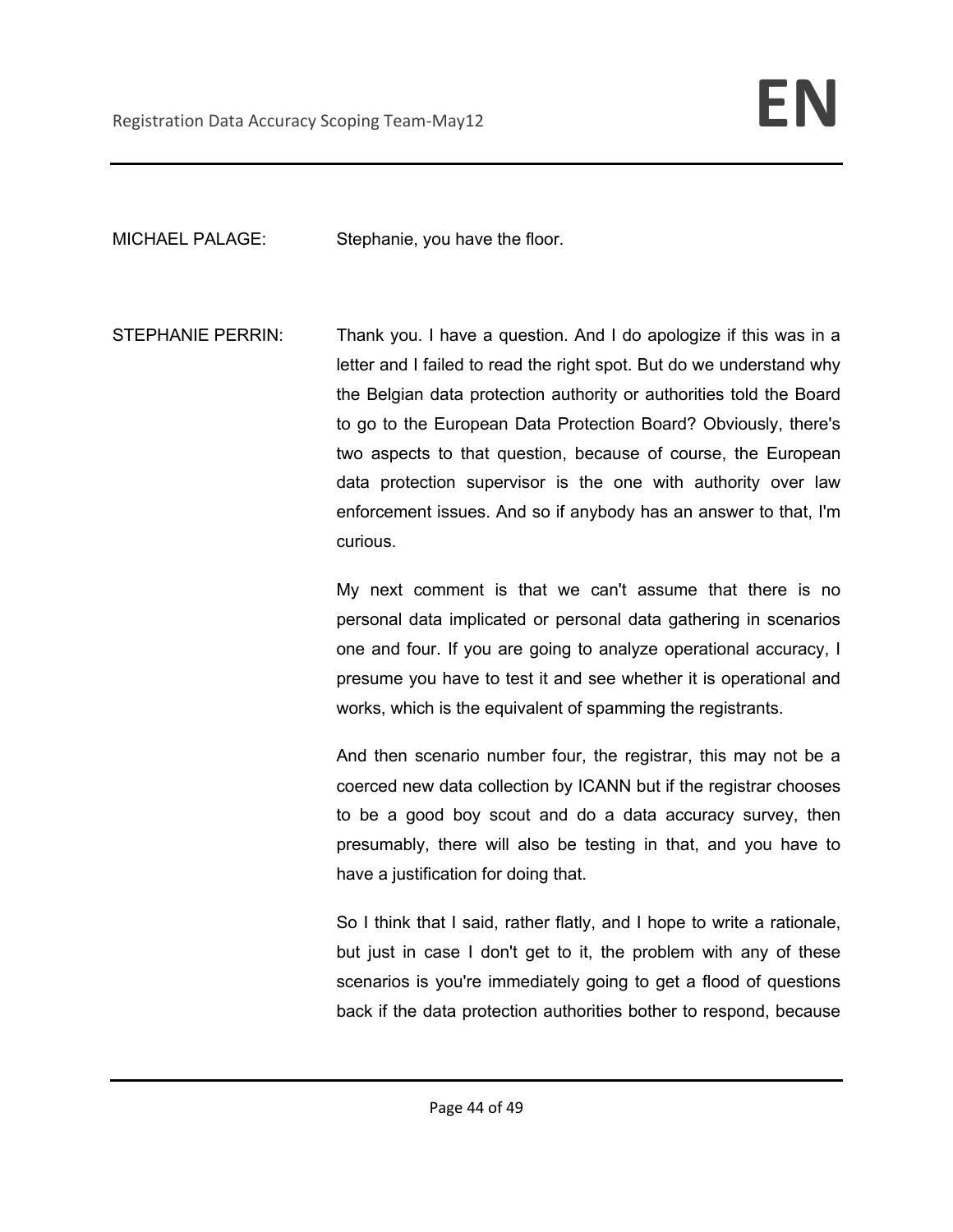MICHAEL PALAGE: Stephanie, you have the floor.

STEPHANIE PERRIN: Thank you. I have a question. And I do apologize if this was in a letter and I failed to read the right spot. But do we understand why the Belgian data protection authority or authorities told the Board to go to the European Data Protection Board? Obviously, there's two aspects to that question, because of course, the European data protection supervisor is the one with authority over law enforcement issues. And so if anybody has an answer to that, I'm curious.

My next comment is that we can't assume that there is no personal data implicated or personal data gathering in scenarios one and four. If you are going to analyze operational accuracy, I presume you have to test it and see whether it is operational and works, which is the equivalent of spamming the registrants.

And then scenario number four, the registrar, this may not be a coerced new data collection by ICANN but if the registrar chooses to be a good boy scout and do a data accuracy survey, then presumably, there will also be testing in that, and you have to have a justification for doing that.

So I think that I said, rather flatly, and I hope to write a rationale, but just in case I don't get to it, the problem with any of these scenarios is you're immediately going to get a flood of questions back if the data protection authorities bother to respond, because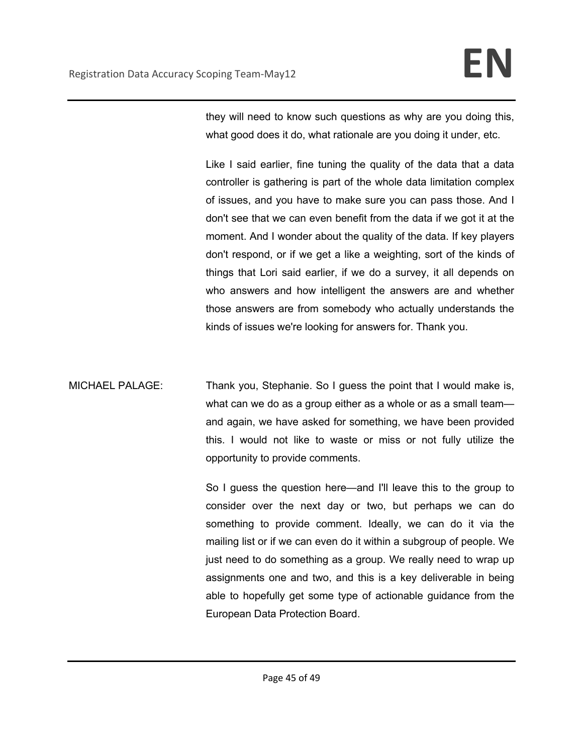they will need to know such questions as why are you doing this, what good does it do, what rationale are you doing it under, etc.

Like I said earlier, fine tuning the quality of the data that a data controller is gathering is part of the whole data limitation complex of issues, and you have to make sure you can pass those. And I don't see that we can even benefit from the data if we got it at the moment. And I wonder about the quality of the data. If key players don't respond, or if we get a like a weighting, sort of the kinds of things that Lori said earlier, if we do a survey, it all depends on who answers and how intelligent the answers are and whether those answers are from somebody who actually understands the kinds of issues we're looking for answers for. Thank you.

MICHAEL PALAGE: Thank you, Stephanie. So I guess the point that I would make is, what can we do as a group either as a whole or as a small team—and again, we have asked for something, we have been provided this. I would not like to waste or miss or not fully utilize the opportunity to provide comments.

So I guess the question here—and I'll leave this to the group to consider over the next day or two, but perhaps we can do something to provide comment. Ideally, we can do it via the mailing list or if we can even do it within a subgroup of people. We just need to do something as a group. We really need to wrap up assignments one and two, and this is a key deliverable in being able to hopefully get some type of actionable guidance from the European Data Protection Board.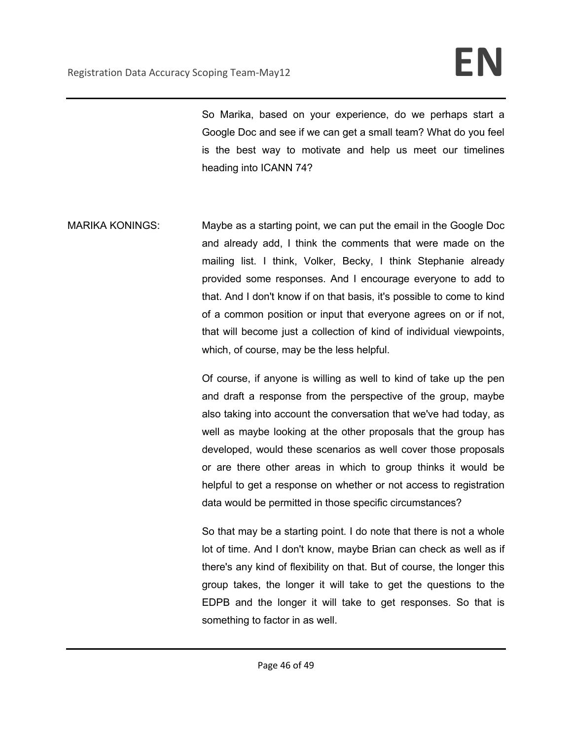So Marika, based on your experience, do we perhaps start a Google Doc and see if we can get a small team? What do you feel is the best way to motivate and help us meet our timelines heading into ICANN 74?

MARIKA KONINGS: Maybe as a starting point, we can put the email in the Google Doc and already add, I think the comments that were made on the mailing list. I think, Volker, Becky, I think Stephanie already provided some responses. And I encourage everyone to add to that. And I don't know if on that basis, it's possible to come to kind of a common position or input that everyone agrees on or if not, that will become just a collection of kind of individual viewpoints, which, of course, may be the less helpful.

Of course, if anyone is willing as well to kind of take up the pen and draft a response from the perspective of the group, maybe also taking into account the conversation that we've had today, as well as maybe looking at the other proposals that the group has developed, would these scenarios as well cover those proposals or are there other areas in which to group thinks it would be helpful to get a response on whether or not access to registration data would be permitted in those specific circumstances?

So that may be a starting point. I do note that there is not a whole lot of time. And I don't know, maybe Brian can check as well as if there's any kind of flexibility on that. But of course, the longer this group takes, the longer it will take to get the questions to the EDPB and the longer it will take to get responses. So that is something to factor in as well.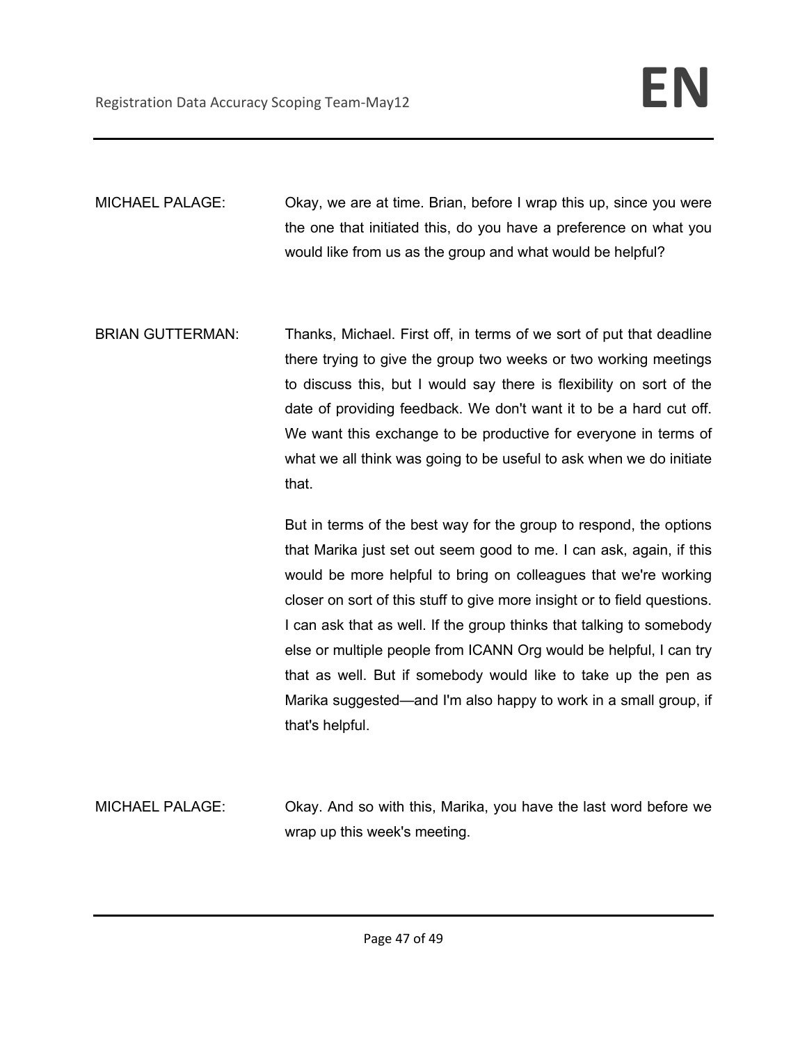MICHAEL PALAGE: Okay, we are at time. Brian, before I wrap this up, since you were the one that initiated this, do you have a preference on what you would like from us as the group and what would be helpful?

BRIAN GUTTERMAN: Thanks, Michael. First off, in terms of we sort of put that deadline there trying to give the group two weeks or two working meetings to discuss this, but I would say there is flexibility on sort of the date of providing feedback. We don't want it to be a hard cut off. We want this exchange to be productive for everyone in terms of what we all think was going to be useful to ask when we do initiate that.

But in terms of the best way for the group to respond, the options that Marika just set out seem good to me. I can ask, again, if this would be more helpful to bring on colleagues that we're working closer on sort of this stuff to give more insight or to field questions. I can ask that as well. If the group thinks that talking to somebody else or multiple people from ICANN Org would be helpful, I can try that as well. But if somebody would like to take up the pen as Marika suggested—and I'm also happy to work in a small group, if that's helpful.

MICHAEL PALAGE: Okay. And so with this, Marika, you have the last word before we wrap up this week's meeting.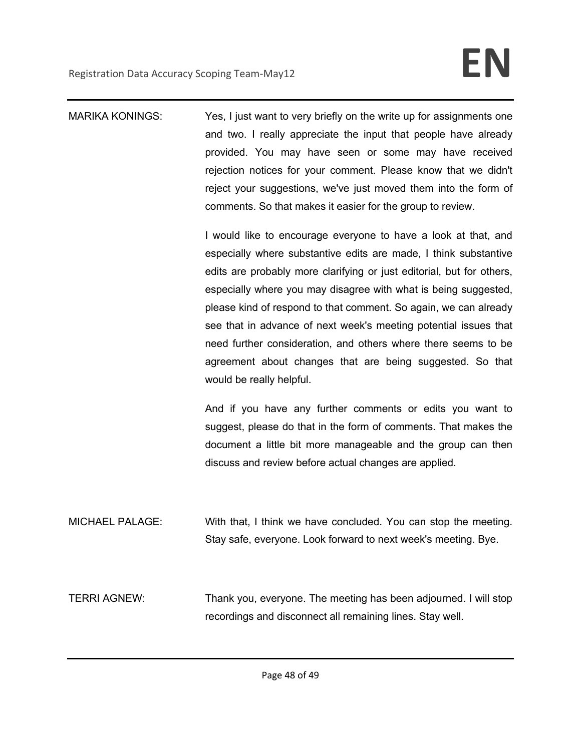MARIKA KONINGS: Yes, I just want to very briefly on the write up for assignments one and two. I really appreciate the input that people have already provided. You may have seen or some may have received rejection notices for your comment. Please know that we didn't reject your suggestions, we've just moved them into the form of comments. So that makes it easier for the group to review.

I would like to encourage everyone to have a look at that, and especially where substantive edits are made, I think substantive edits are probably more clarifying or just editorial, but for others, especially where you may disagree with what is being suggested, please kind of respond to that comment. So again, we can already see that in advance of next week's meeting potential issues that need further consideration, and others where there seems to be agreement about changes that are being suggested. So that would be really helpful.

And if you have any further comments or edits you want to suggest, please do that in the form of comments. That makes the document a little bit more manageable and the group can then discuss and review before actual changes are applied.

MICHAEL PALAGE: With that, I think we have concluded. You can stop the meeting. Stay safe, everyone. Look forward to next week's meeting. Bye.

TERRI AGNEW: Thank you, everyone. The meeting has been adjourned. I will stop recordings and disconnect all remaining lines. Stay well.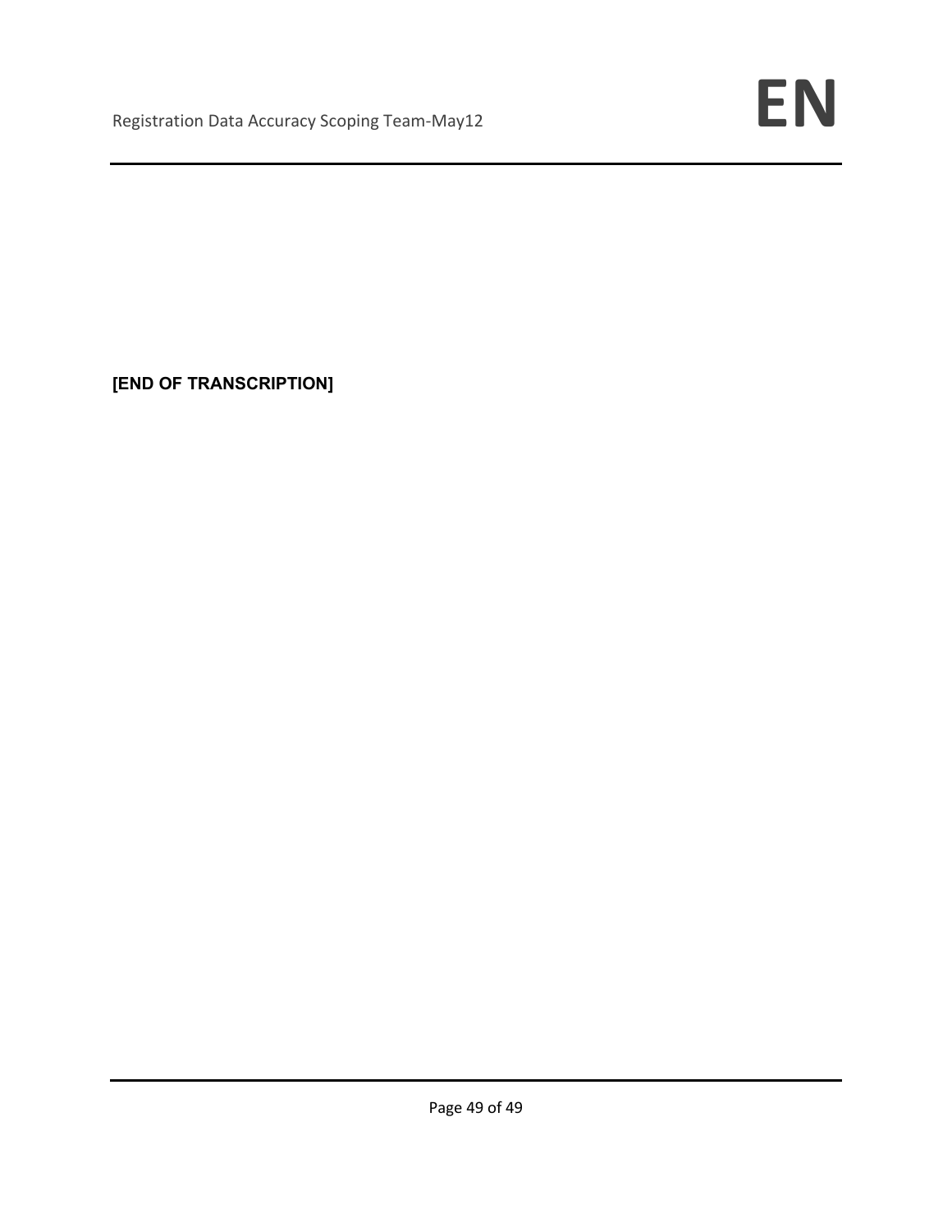**[END OF TRANSCRIPTION]**